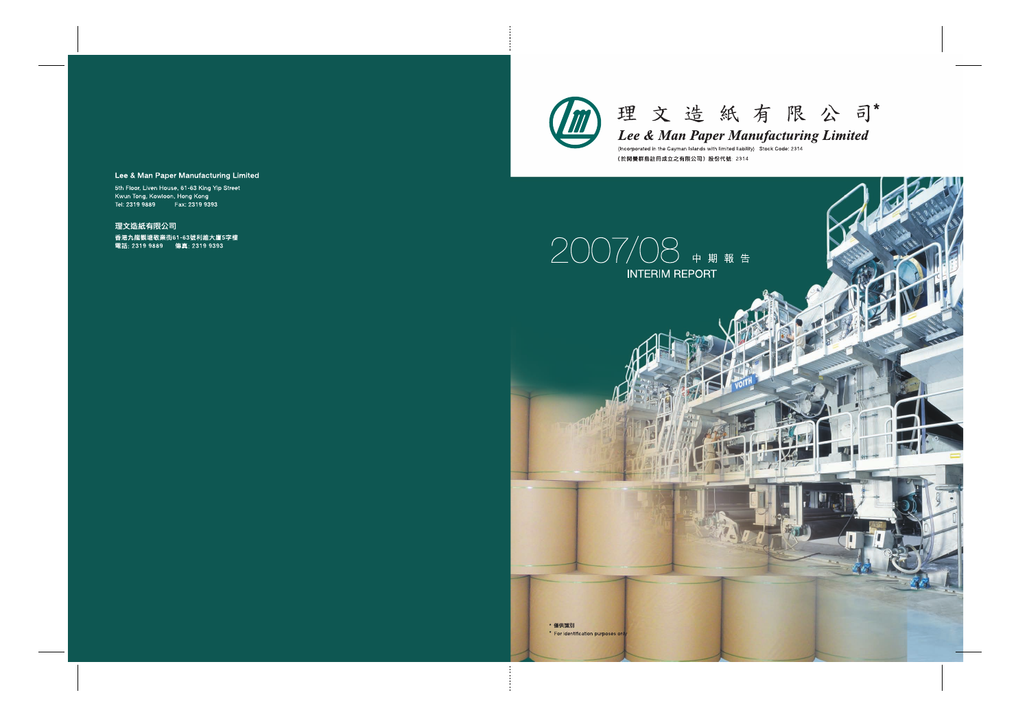Lee & Man Paper Manufacturing Limited

5th Floor, Liven House, 61-63 King Yip Street
Kwun Tong, Kowloon, Hong Kong
Tel: 2319 9889 Fax: 2319 9393

理文造紙有限公司

香港九龍觀塘敬業街61-63號利維大廈5字樓
電話: 2319 9889 傳真: 2319 9393

# 理文造紙有限公司*

# Lee & Man Paper Manufacturing Limited

(Incorporated in the Cayman Islands with limited liability) Stock Code: 2314

(於開曼群島註冊成立之有限公司) 股份代號: 2314

# 2007/08 中期報告

## INTERIM REPORT

\* 僅供識別

\* For identification purposes only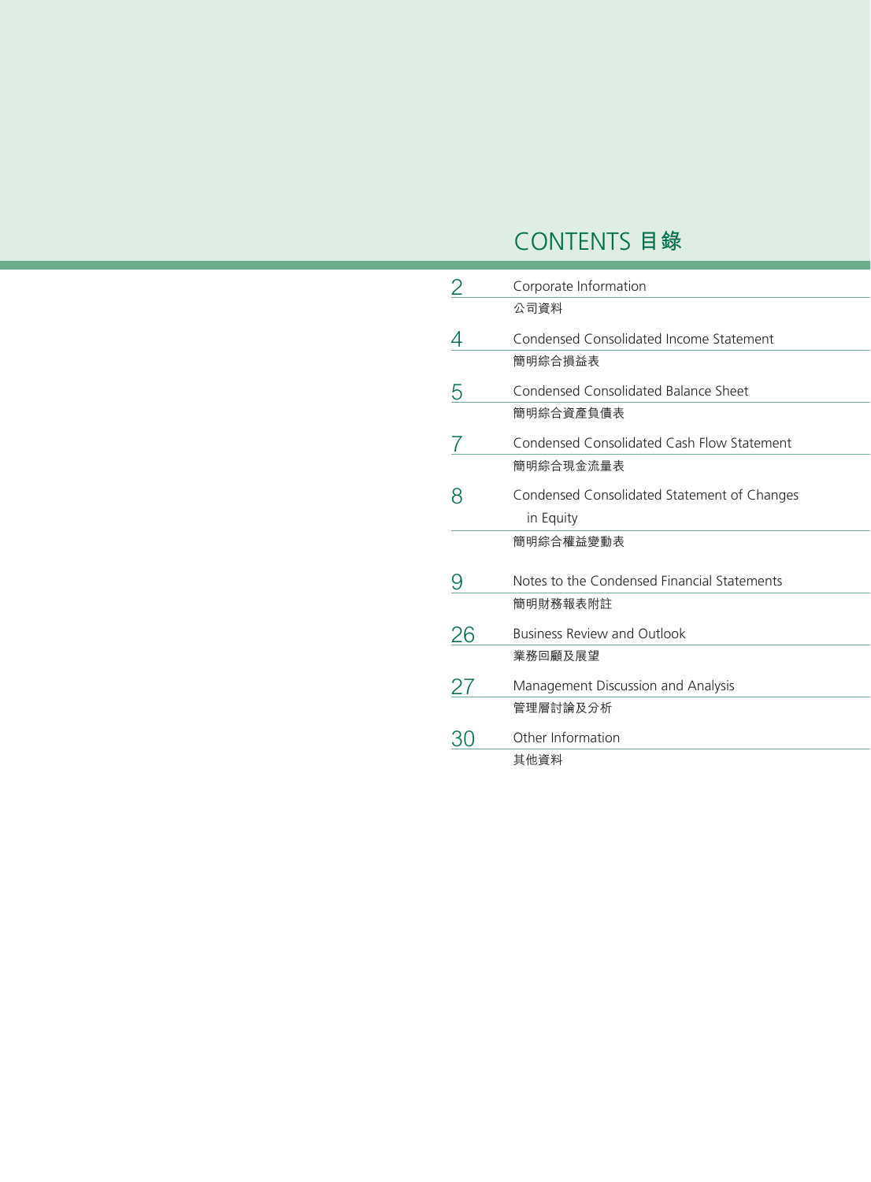# CONTENTS 目錄

| | |
|---|---|
| 2 | Corporate Information<br>公司資料 |
| 4 | Condensed Consolidated Income Statement<br>簡明綜合損益表 |
| 5 | Condensed Consolidated Balance Sheet<br>簡明綜合資產負債表 |
| 7 | Condensed Consolidated Cash Flow Statement<br>簡明綜合現金流量表 |
| 8 | Condensed Consolidated Statement of Changes in Equity<br>簡明綜合權益變動表 |
| 9 | Notes to the Condensed Financial Statements<br>簡明財務報表附註 |
| 26 | Business Review and Outlook<br>業務回顧及展望 |
| 27 | Management Discussion and Analysis<br>管理層討論及分析 |
| 30 | Other Information<br>其他資料 |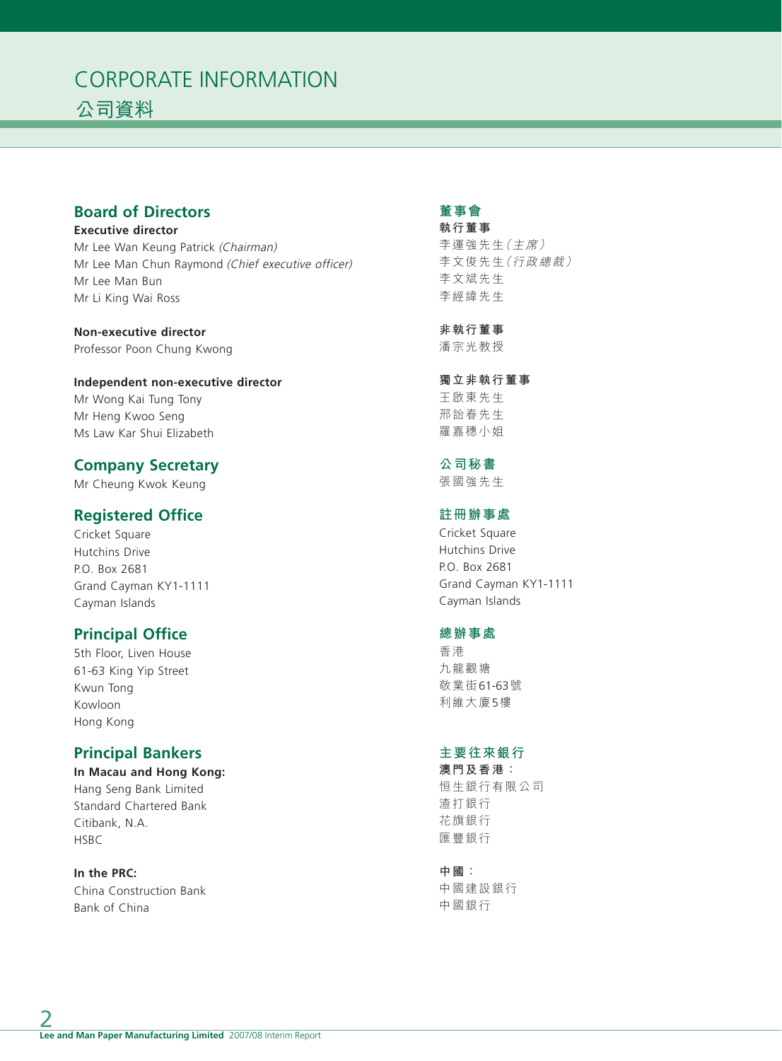# CORPORATE INFORMATION

# 公司資料

## Board of Directors

**Executive director**

Mr Lee Wan Keung Patrick *(Chairman)*
Mr Lee Man Chun Raymond *(Chief executive officer)*
Mr Lee Man Bun
Mr Li King Wai Ross

**Non-executive director**

Professor Poon Chung Kwong

**Independent non-executive director**

Mr Wong Kai Tung Tony
Mr Heng Kwoo Seng
Ms Law Kar Shui Elizabeth

## Company Secretary

Mr Cheung Kwok Keung

## Registered Office

Cricket Square
Hutchins Drive
P.O. Box 2681
Grand Cayman KY1-1111
Cayman Islands

## Principal Office

5th Floor, Liven House
61-63 King Yip Street
Kwun Tong
Kowloon
Hong Kong

## Principal Bankers

**In Macau and Hong Kong:**

Hang Seng Bank Limited
Standard Chartered Bank
Citibank, N.A.
HSBC

**In the PRC:**

China Construction Bank
Bank of China

## 董事會

**執行董事**

李運強先生*（主席）*
李文俊先生*（行政總裁）*
李文斌先生
李經緯先生

**非執行董事**

潘宗光教授

**獨立非執行董事**

王啟東先生
邢詒春先生
羅嘉穗小姐

## 公司秘書

張國強先生

## 註冊辦事處

Cricket Square
Hutchins Drive
P.O. Box 2681
Grand Cayman KY1-1111
Cayman Islands

## 總辦事處

香港
九龍觀塘
敬業街61-63號
利維大廈5樓

## 主要往來銀行

**澳門及香港：**

恒生銀行有限公司
渣打銀行
花旗銀行
匯豐銀行

**中國：**

中國建設銀行
中國銀行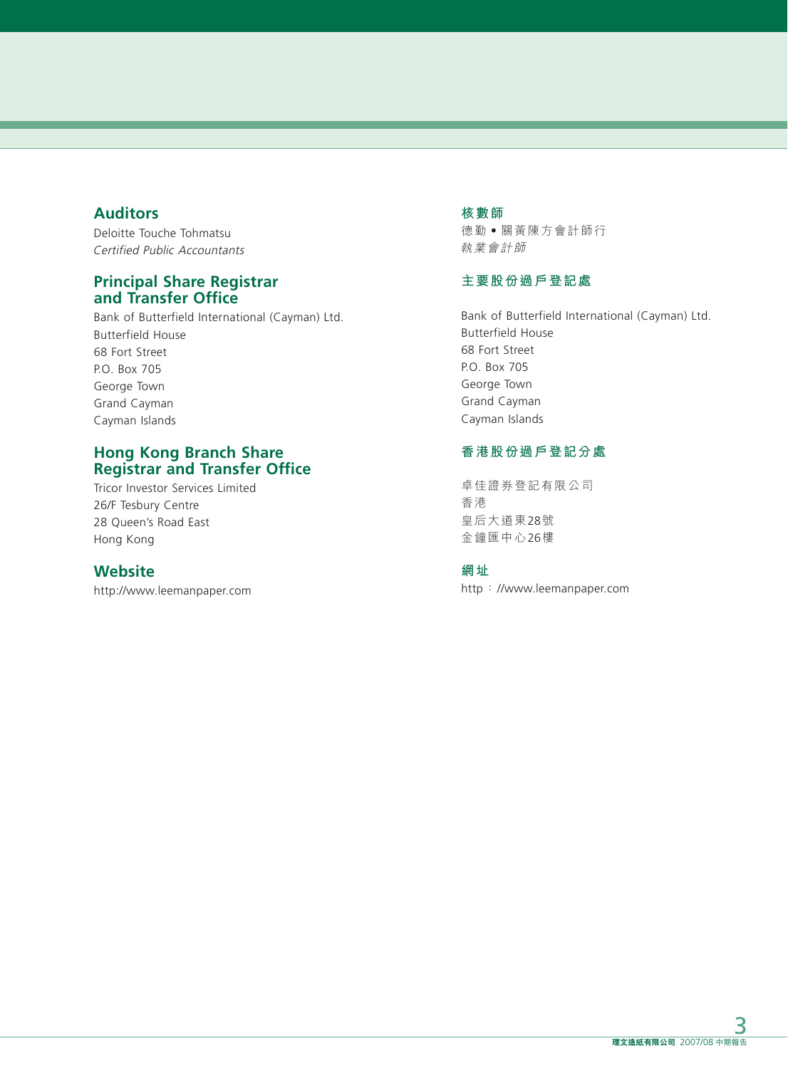## Auditors

Deloitte Touche Tohmatsu
*Certified Public Accountants*

## Principal Share Registrar and Transfer Office

Bank of Butterfield International (Cayman) Ltd.
Butterfield House
68 Fort Street
P.O. Box 705
George Town
Grand Cayman
Cayman Islands

## Hong Kong Branch Share Registrar and Transfer Office

Tricor Investor Services Limited
26/F Tesbury Centre
28 Queen's Road East
Hong Kong

## Website

http://www.leemanpaper.com

## 核數師

德勤 • 關黃陳方會計師行
*執業會計師*

## 主要股份過戶登記處

Bank of Butterfield International (Cayman) Ltd.
Butterfield House
68 Fort Street
P.O. Box 705
George Town
Grand Cayman
Cayman Islands

## 香港股份過戶登記分處

卓佳證券登記有限公司
香港
皇后大道東28號
金鐘匯中心26樓

## 網址

http：//www.leemanpaper.com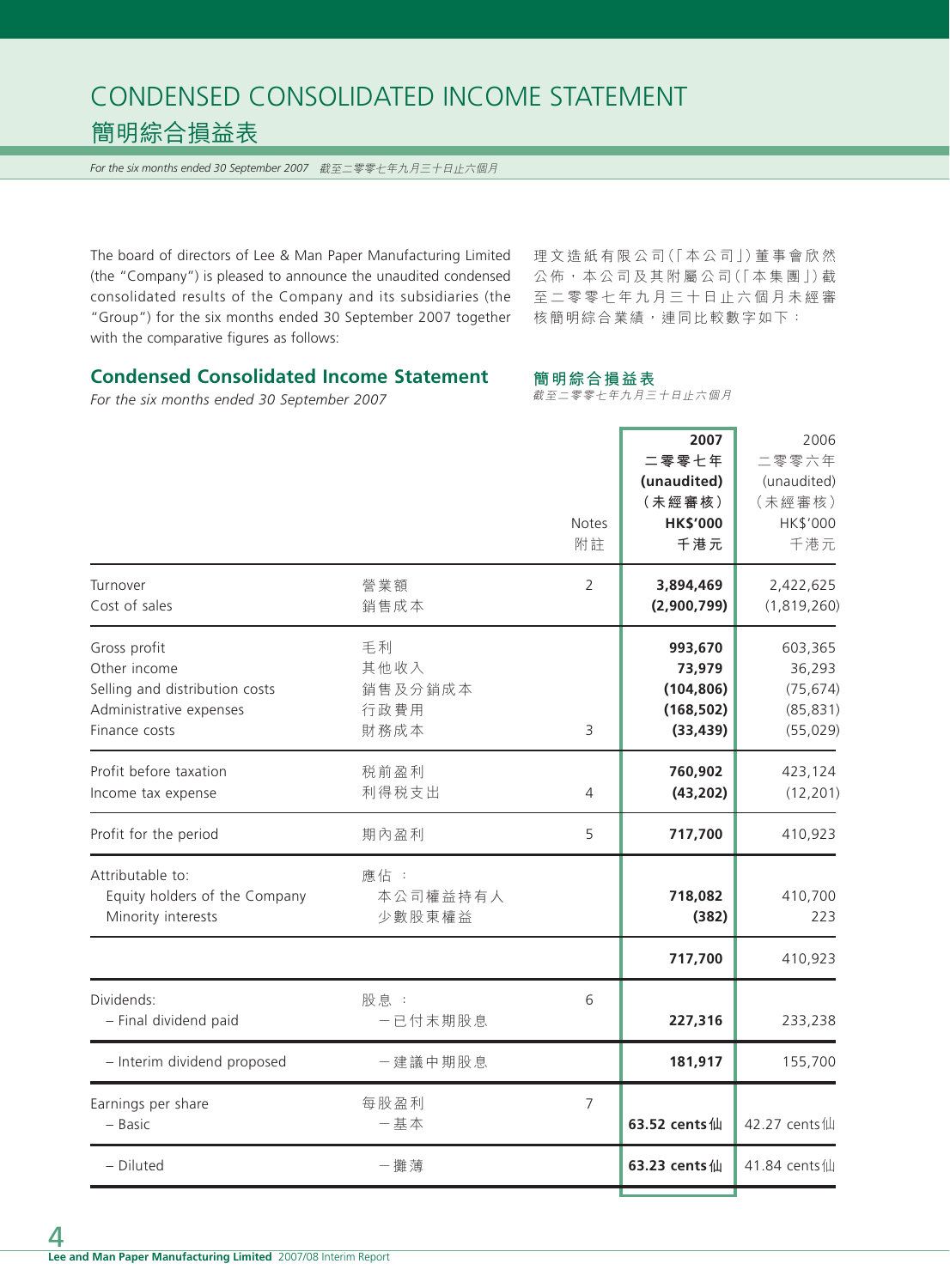# CONDENSED CONSOLIDATED INCOME STATEMENT
# 簡明綜合損益表

*For the six months ended 30 September 2007 截至二零零七年九月三十日止六個月*

The board of directors of Lee & Man Paper Manufacturing Limited (the "Company") is pleased to announce the unaudited condensed consolidated results of the Company and its subsidiaries (the "Group") for the six months ended 30 September 2007 together with the comparative figures as follows:

理文造紙有限公司(「本公司」)董事會欣然公佈,本公司及其附屬公司(「本集團」)截至二零零七年九月三十日止六個月未經審核簡明綜合業績,連同比較數字如下:

## Condensed Consolidated Income Statement
## 簡明綜合損益表

*For the six months ended 30 September 2007*
*截至二零零七年九月三十日止六個月*

| | | Notes 附註 | **2007 二零零七年 (unaudited) (未經審核) HK$'000 千港元** | 2006 二零零六年 (unaudited) (未經審核) HK$'000 千港元 |
|---|---|---|---|---|
| Turnover | 營業額 | 2 | **3,894,469** | 2,422,625 |
| Cost of sales | 銷售成本 | | **(2,900,799)** | (1,819,260) |
| Gross profit | 毛利 | | **993,670** | 603,365 |
| Other income | 其他收入 | | **73,979** | 36,293 |
| Selling and distribution costs | 銷售及分銷成本 | | **(104,806)** | (75,674) |
| Administrative expenses | 行政費用 | | **(168,502)** | (85,831) |
| Finance costs | 財務成本 | 3 | **(33,439)** | (55,029) |
| Profit before taxation | 稅前盈利 | | **760,902** | 423,124 |
| Income tax expense | 利得稅支出 | 4 | **(43,202)** | (12,201) |
| Profit for the period | 期內盈利 | 5 | **717,700** | 410,923 |
| Attributable to: | 應佔: | | | |
| Equity holders of the Company | 本公司權益持有人 | | **718,082** | 410,700 |
| Minority interests | 少數股東權益 | | **(382)** | 223 |
| | | | **717,700** | 410,923 |
| Dividends: | 股息: | 6 | | |
| – Final dividend paid | 一已付末期股息 | | **227,316** | 233,238 |
| – Interim dividend proposed | 一建議中期股息 | | **181,917** | 155,700 |
| Earnings per share | 每股盈利 | 7 | | |
| – Basic | 一基本 | | **63.52 cents仙** | 42.27 cents仙 |
| – Diluted | 一攤薄 | | **63.23 cents仙** | 41.84 cents仙 |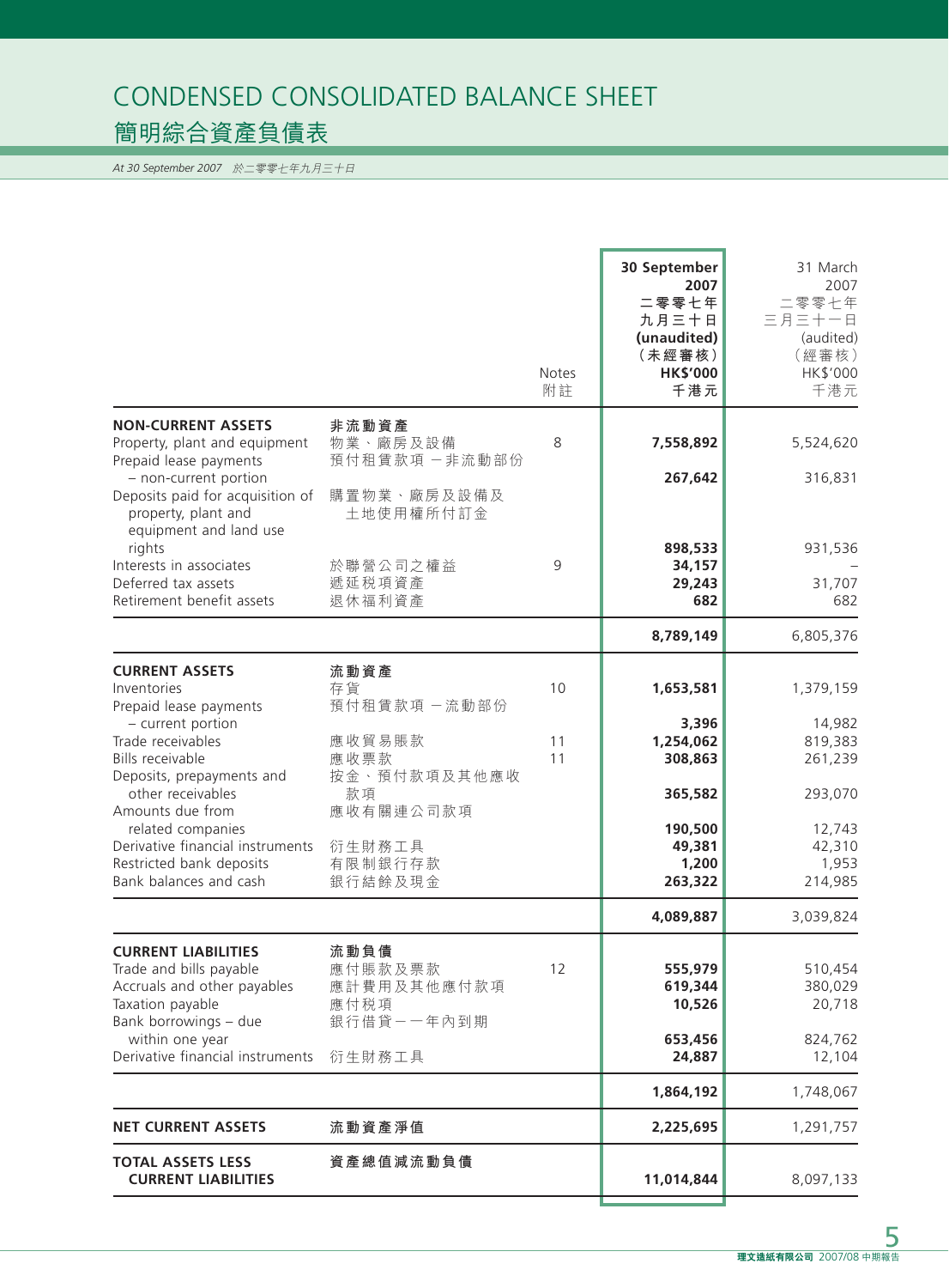# CONDENSED CONSOLIDATED BALANCE SHEET
# 簡明綜合資產負債表

*At 30 September 2007　於二零零七年九月三十日*

| | | Notes<br>附註 | 30 September<br>2007<br>二零零七年<br>九月三十日<br>(unaudited)<br>（未經審核）<br>HK$'000<br>千港元 | 31 March<br>2007<br>二零零七年<br>三月三十一日<br>(audited)<br>（經審核）<br>HK$'000<br>千港元 |
|---|---|---|---|---|
| **NON-CURRENT ASSETS** | **非流動資產** | | | |
| Property, plant and equipment | 物業、廠房及設備 | 8 | **7,558,892** | 5,524,620 |
| Prepaid lease payments – non-current portion | 預付租賃款項－非流動部份 | | **267,642** | 316,831 |
| Deposits paid for acquisition of property, plant and equipment and land use rights | 購置物業、廠房及設備及土地使用權所付訂金 | | **898,533** | 931,536 |
| Interests in associates | 於聯營公司之權益 | 9 | **34,157** | – |
| Deferred tax assets | 遞延税項資產 | | **29,243** | 31,707 |
| Retirement benefit assets | 退休福利資產 | | **682** | 682 |
| | | | **8,789,149** | 6,805,376 |
| **CURRENT ASSETS** | **流動資產** | | | |
| Inventories | 存貨 | 10 | **1,653,581** | 1,379,159 |
| Prepaid lease payments – current portion | 預付租賃款項－流動部份 | | **3,396** | 14,982 |
| Trade receivables | 應收貿易賬款 | 11 | **1,254,062** | 819,383 |
| Bills receivable | 應收票款 | 11 | **308,863** | 261,239 |
| Deposits, prepayments and other receivables | 按金、預付款項及其他應收款項 | | **365,582** | 293,070 |
| Amounts due from related companies | 應收有關連公司款項 | | **190,500** | 12,743 |
| Derivative financial instruments | 衍生財務工具 | | **49,381** | 42,310 |
| Restricted bank deposits | 有限制銀行存款 | | **1,200** | 1,953 |
| Bank balances and cash | 銀行結餘及現金 | | **263,322** | 214,985 |
| | | | **4,089,887** | 3,039,824 |
| **CURRENT LIABILITIES** | **流動負債** | | | |
| Trade and bills payable | 應付賬款及票款 | 12 | **555,979** | 510,454 |
| Accruals and other payables | 應計費用及其他應付款項 | | **619,344** | 380,029 |
| Taxation payable | 應付税項 | | **10,526** | 20,718 |
| Bank borrowings – due within one year | 銀行借貸－一年內到期 | | **653,456** | 824,762 |
| Derivative financial instruments | 衍生財務工具 | | **24,887** | 12,104 |
| | | | **1,864,192** | 1,748,067 |
| **NET CURRENT ASSETS** | **流動資產淨值** | | **2,225,695** | 1,291,757 |
| **TOTAL ASSETS LESS CURRENT LIABILITIES** | **資產總值減流動負債** | | **11,014,844** | 8,097,133 |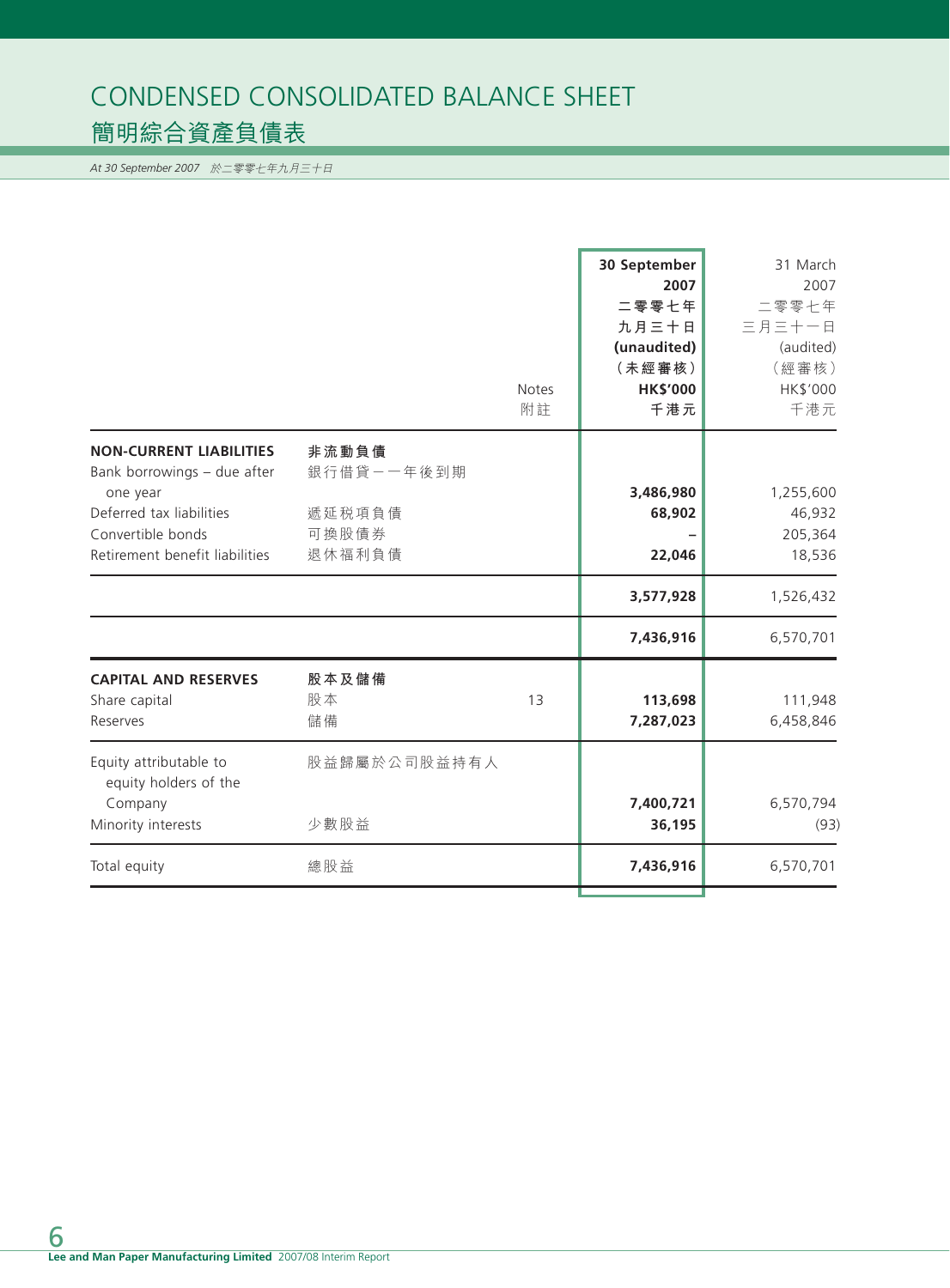# CONDENSED CONSOLIDATED BALANCE SHEET
# 簡明綜合資產負債表

*At 30 September 2007　於二零零七年九月三十日*

| | | Notes 附註 | **30 September 2007 二零零七年九月三十日 (unaudited) （未經審核） HK$'000 千港元** | 31 March 2007 二零零七年三月三十一日 (audited) （經審核） HK$'000 千港元 |
|---|---|---|---|---|
| **NON-CURRENT LIABILITIES** | **非流動負債** | | | |
| Bank borrowings – due after one year | 銀行借貸－一年後到期 | | **3,486,980** | 1,255,600 |
| Deferred tax liabilities | 遞延税項負債 | | **68,902** | 46,932 |
| Convertible bonds | 可換股債券 | | **–** | 205,364 |
| Retirement benefit liabilities | 退休福利負債 | | **22,046** | 18,536 |
| | | | **3,577,928** | 1,526,432 |
| | | | **7,436,916** | 6,570,701 |
| **CAPITAL AND RESERVES** | **股本及儲備** | | | |
| Share capital | 股本 | 13 | **113,698** | 111,948 |
| Reserves | 儲備 | | **7,287,023** | 6,458,846 |
| Equity attributable to equity holders of the Company | 股益歸屬於公司股益持有人 | | **7,400,721** | 6,570,794 |
| Minority interests | 少數股益 | | **36,195** | (93) |
| Total equity | 總股益 | | **7,436,916** | 6,570,701 |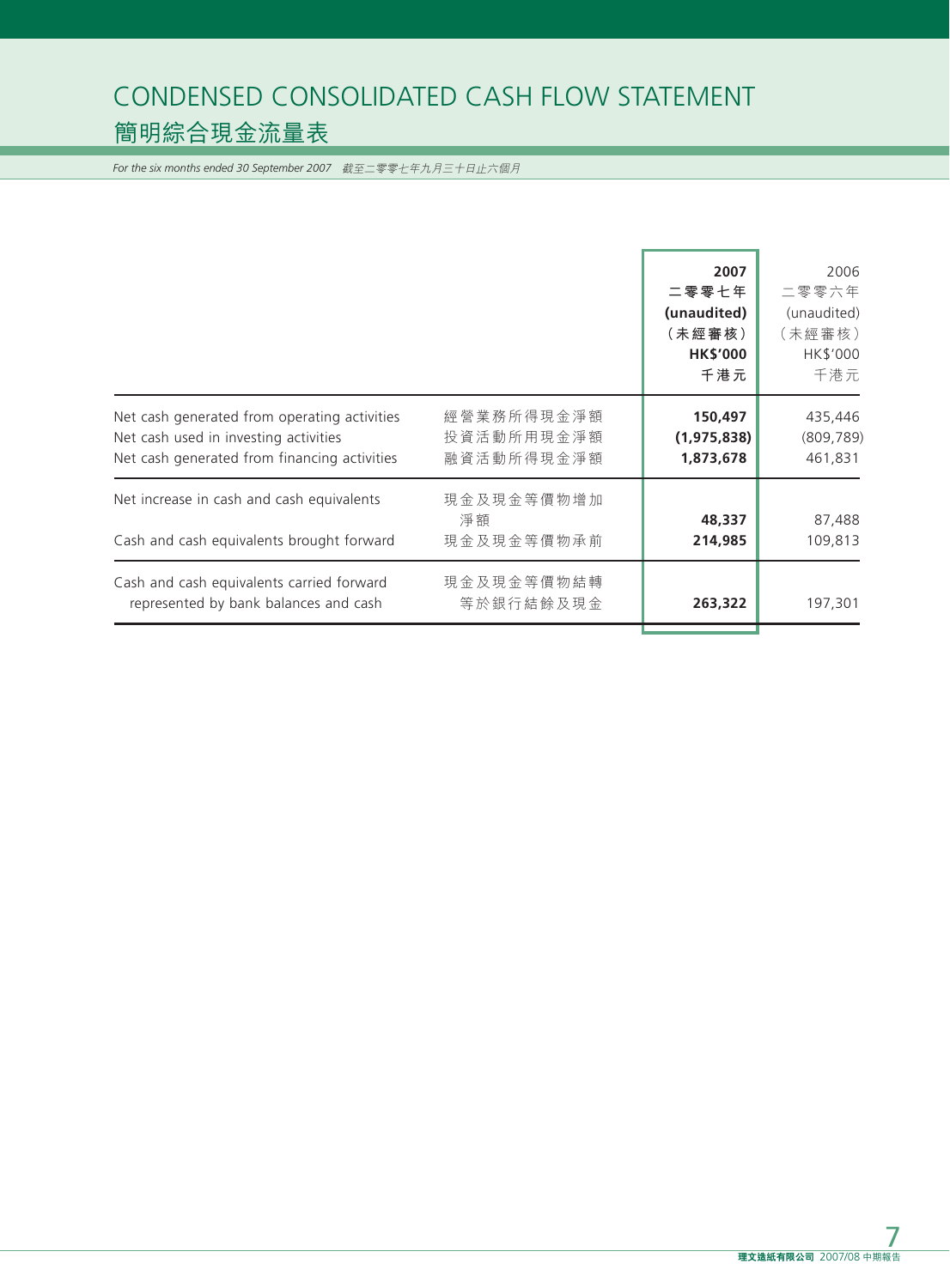# CONDENSED CONSOLIDATED CASH FLOW STATEMENT

# 簡明綜合現金流量表

*For the six months ended 30 September 2007　截至二零零七年九月三十日止六個月*

| | | 2007<br>二零零七年<br>(unaudited)<br>（未經審核）<br>HK$'000<br>千港元 | 2006<br>二零零六年<br>(unaudited)<br>（未經審核）<br>HK$'000<br>千港元 |
|---|---|---|---|
| Net cash generated from operating activities | 經營業務所得現金淨額 | **150,497** | 435,446 |
| Net cash used in investing activities | 投資活動所用現金淨額 | **(1,975,838)** | (809,789) |
| Net cash generated from financing activities | 融資活動所得現金淨額 | **1,873,678** | 461,831 |
| Net increase in cash and cash equivalents | 現金及現金等價物增加淨額 | **48,337** | 87,488 |
| Cash and cash equivalents brought forward | 現金及現金等價物承前 | **214,985** | 109,813 |
| Cash and cash equivalents carried forward represented by bank balances and cash | 現金及現金等價物結轉等於銀行結餘及現金 | **263,322** | 197,301 |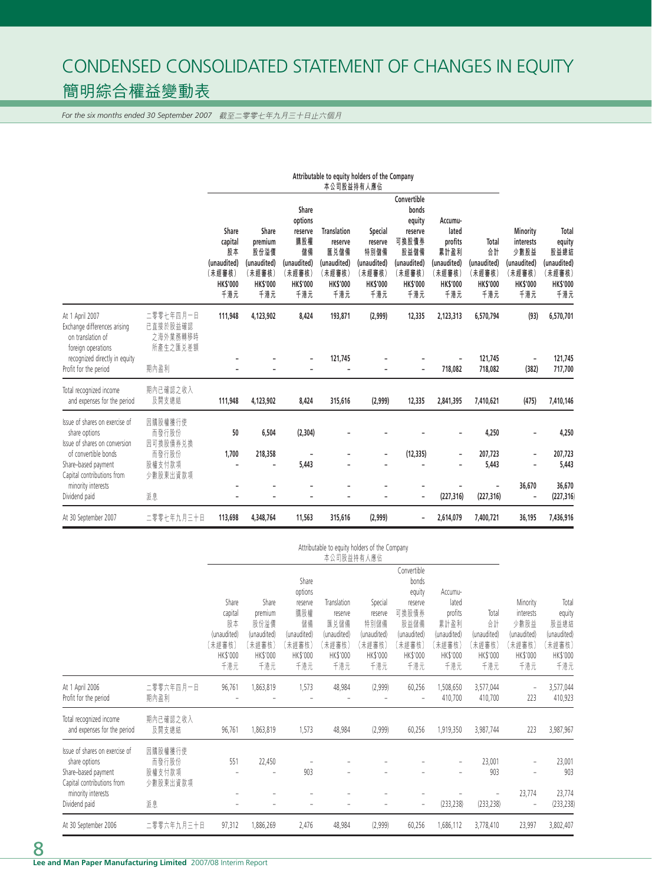# CONDENSED CONSOLIDATED STATEMENT OF CHANGES IN EQUITY

## 簡明綜合權益變動表

*For the six months ended 30 September 2007　截至二零零七年九月三十日止六個月*

| | | Attributable to equity holders of the Company 本公司股益持有人應佔 | | | | | | | | | |
|---|---|---|---|---|---|---|---|---|---|---|---|
| | | **Share capital 股本 (unaudited) (未經審核) HK$'000 千港元** | **Share premium 股份溢價 (unaudited) (未經審核) HK$'000 千港元** | **Share options reserve 購股權儲備 (unaudited) (未經審核) HK$'000 千港元** | **Translation reserve 匯兌儲備 (unaudited) (未經審核) HK$'000 千港元** | **Special reserve 特別儲備 (unaudited) (未經審核) HK$'000 千港元** | **Convertible bonds equity reserve 可換股債券股益儲備 (unaudited) (未經審核) HK$'000 千港元** | **Accumulated profits 累計盈利 (unaudited) (未經審核) HK$'000 千港元** | **Total 合計 (unaudited) (未經審核) HK$'000 千港元** | **Minority interests 少數股益 (unaudited) (未經審核) HK$'000 千港元** | **Total equity 股益總結 (unaudited) (未經審核) HK$'000 千港元** |
| At 1 April 2007 | 二零零七年四月一日 | **111,948** | **4,123,902** | **8,424** | **193,871** | **(2,999)** | **12,335** | **2,123,313** | **6,570,794** | **(93)** | **6,570,701** |
| Exchange differences arising on translation of foreign operations recognized directly in equity | 已直接於股益確認之海外業務轉移時所產生之匯兌差額 | **–** | **–** | **–** | **121,745** | **–** | **–** | **–** | **121,745** | **–** | **121,745** |
| Profit for the period | 期內盈利 | **–** | **–** | **–** | **–** | **–** | **–** | **718,082** | **718,082** | **(382)** | **717,700** |
| Total recognized income and expenses for the period | 期內已確認之收入及開支總結 | **111,948** | **4,123,902** | **8,424** | **315,616** | **(2,999)** | **12,335** | **2,841,395** | **7,410,621** | **(475)** | **7,410,146** |
| Issue of shares on exercise of share options | 因購股權獲行使而發行股份 | **50** | **6,504** | **(2,304)** | **–** | **–** | **–** | **–** | **4,250** | **–** | **4,250** |
| Issue of shares on conversion of convertible bonds | 因可換股債券兌換而發行股份 | **1,700** | **218,358** | **–** | **–** | **–** | **(12,335)** | **–** | **207,723** | **–** | **207,723** |
| Share-based payment | 股權支付款項 | **–** | **–** | **5,443** | **–** | **–** | **–** | **–** | **5,443** | **–** | **5,443** |
| Capital contributions from minority interests | 少數股東出資款項 | **–** | **–** | **–** | **–** | **–** | **–** | **–** | **–** | **36,670** | **36,670** |
| Dividend paid | 派息 | **–** | **–** | **–** | **–** | **–** | **–** | **(227,316)** | **(227,316)** | **–** | **(227,316)** |
| At 30 September 2007 | 二零零七年九月三十日 | **113,698** | **4,348,764** | **11,563** | **315,616** | **(2,999)** | **–** | **2,614,079** | **7,400,721** | **36,195** | **7,436,916** |

| | | Attributable to equity holders of the Company 本公司股益持有人應佔 | | | | | | | | | |
|---|---|---|---|---|---|---|---|---|---|---|---|
| | | Share capital 股本 (unaudited) (未經審核) HK$'000 千港元 | Share premium 股份溢價 (unaudited) (未經審核) HK$'000 千港元 | Share options reserve 購股權儲備 (unaudited) (未經審核) HK$'000 千港元 | Translation reserve 匯兌儲備 (unaudited) (未經審核) HK$'000 千港元 | Special reserve 特別儲備 (unaudited) (未經審核) HK$'000 千港元 | Convertible bonds equity reserve 可換股債券股益儲備 (unaudited) (未經審核) HK$'000 千港元 | Accumulated profits 累計盈利 (unaudited) (未經審核) HK$'000 千港元 | Total 合計 (unaudited) (未經審核) HK$'000 千港元 | Minority interests 少數股益 (unaudited) (未經審核) HK$'000 千港元 | Total equity 股益總結 (unaudited) (未經審核) HK$'000 千港元 |
| At 1 April 2006 | 二零零六年四月一日 | 96,761 | 1,863,819 | 1,573 | 48,984 | (2,999) | 60,256 | 1,508,650 | 3,577,044 | – | 3,577,044 |
| Profit for the period | 期內盈利 | – | – | – | – | – | – | 410,700 | 410,700 | 223 | 410,923 |
| Total recognized income and expenses for the period | 期內已確認之收入及開支總結 | 96,761 | 1,863,819 | 1,573 | 48,984 | (2,999) | 60,256 | 1,919,350 | 3,987,744 | 223 | 3,987,967 |
| Issue of shares on exercise of share options | 因購股權獲行使而發行股份 | 551 | 22,450 | – | – | – | – | – | 23,001 | – | 23,001 |
| Share-based payment | 股權支付款項 | – | – | 903 | – | – | – | – | 903 | – | 903 |
| Capital contributions from minority interests | 少數股東出資款項 | – | – | – | – | – | – | – | – | 23,774 | 23,774 |
| Dividend paid | 派息 | – | – | – | – | – | – | (233,238) | (233,238) | – | (233,238) |
| At 30 September 2006 | 二零零六年九月三十日 | 97,312 | 1,886,269 | 2,476 | 48,984 | (2,999) | 60,256 | 1,686,112 | 3,778,410 | 23,997 | 3,802,407 |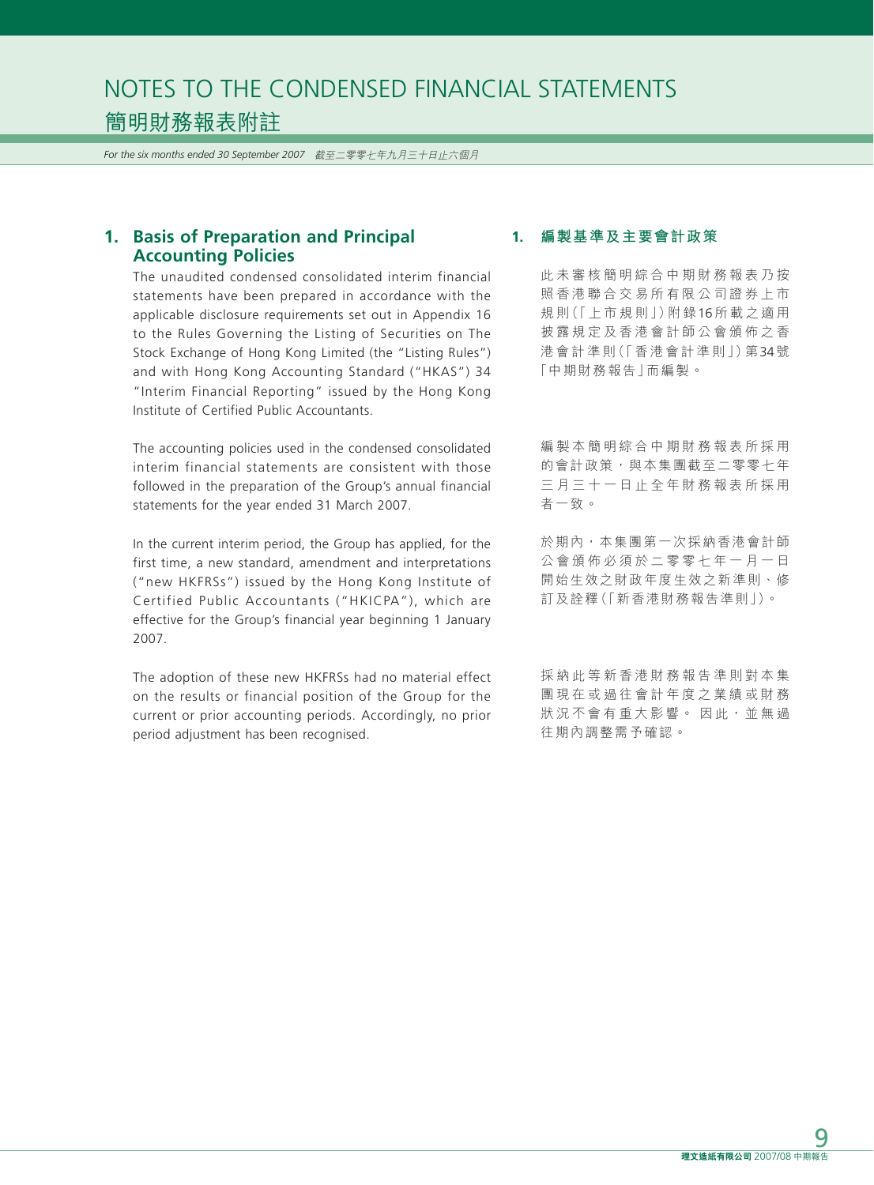# NOTES TO THE CONDENSED FINANCIAL STATEMENTS

# 簡明財務報表附註

*For the six months ended 30 September 2007 截至二零零七年九月三十日止六個月*

## 1. Basis of Preparation and Principal Accounting Policies

The unaudited condensed consolidated interim financial statements have been prepared in accordance with the applicable disclosure requirements set out in Appendix 16 to the Rules Governing the Listing of Securities on The Stock Exchange of Hong Kong Limited (the "Listing Rules") and with Hong Kong Accounting Standard ("HKAS") 34 "Interim Financial Reporting" issued by the Hong Kong Institute of Certified Public Accountants.

The accounting policies used in the condensed consolidated interim financial statements are consistent with those followed in the preparation of the Group's annual financial statements for the year ended 31 March 2007.

In the current interim period, the Group has applied, for the first time, a new standard, amendment and interpretations ("new HKFRSs") issued by the Hong Kong Institute of Certified Public Accountants ("HKICPA"), which are effective for the Group's financial year beginning 1 January 2007.

The adoption of these new HKFRSs had no material effect on the results or financial position of the Group for the current or prior accounting periods. Accordingly, no prior period adjustment has been recognised.

## 1. 編製基準及主要會計政策

此未審核簡明綜合中期財務報表乃按照香港聯合交易所有限公司證券上市規則(「上市規則」)附錄16所載之適用披露規定及香港會計師公會頒佈之香港會計準則(「香港會計準則」)第34號「中期財務報告」而編製。

編製本簡明綜合中期財務報表所採用的會計政策，與本集團截至二零零七年三月三十一日止全年財務報表所採用者一致。

於期內，本集團第一次採納香港會計師公會頒佈必須於二零零七年一月一日開始生效之財政年度生效之新準則、修訂及詮釋(「新香港財務報告準則」)。

採納此等新香港財務報告準則對本集團現在或過往會計年度之業績或財務狀況不會有重大影響。因此，並無過往期內調整需予確認。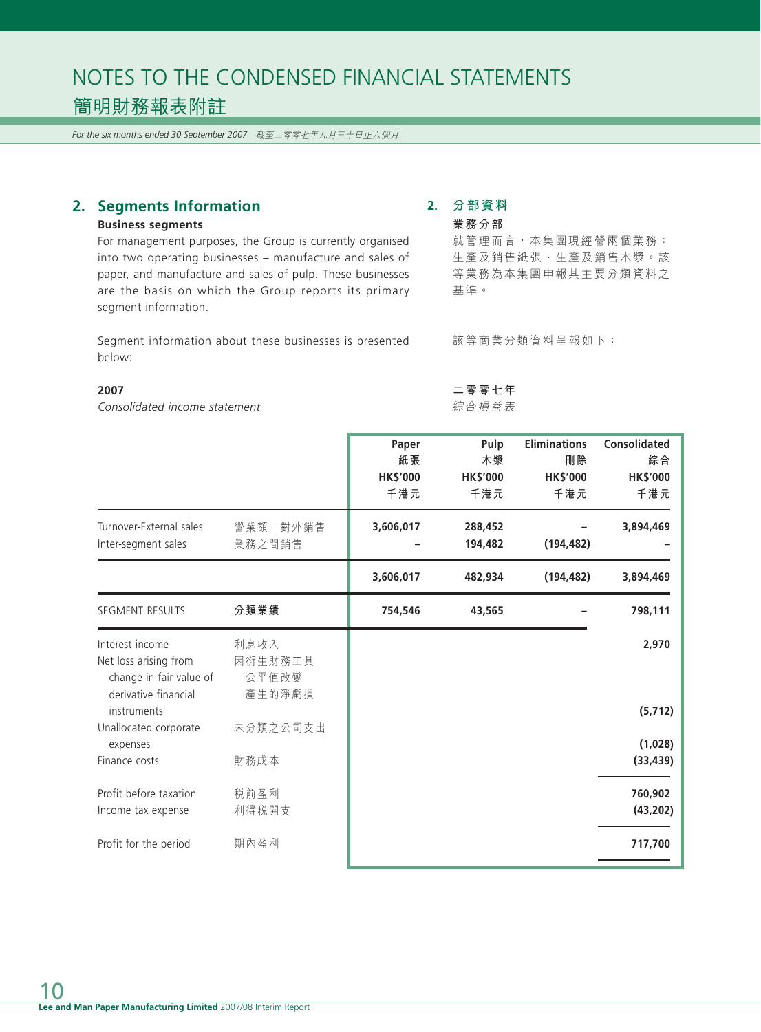# NOTES TO THE CONDENSED FINANCIAL STATEMENTS
# 簡明財務報表附註

*For the six months ended 30 September 2007 截至二零零七年九月三十日止六個月*

## 2. Segments Information

### Business segments

For management purposes, the Group is currently organised into two operating businesses – manufacture and sales of paper, and manufacture and sales of pulp. These businesses are the basis on which the Group reports its primary segment information.

Segment information about these businesses is presented below:

## 2. 分部資料

### 業務分部

就管理而言，本集團現經營兩個業務：生產及銷售紙張、生產及銷售木漿。該等業務為本集團申報其主要分類資料之基準。

該等商業分類資料呈報如下：

**2007 二零零七年**

*Consolidated income statement 綜合損益表*

| | | Paper 紙張 HK$'000 千港元 | Pulp 木漿 HK$'000 千港元 | Eliminations 刪除 HK$'000 千港元 | Consolidated 綜合 HK$'000 千港元 |
|---|---|---|---|---|---|
| Turnover-External sales | 營業額－對外銷售 | 3,606,017 | 288,452 | – | 3,894,469 |
| Inter-segment sales | 業務之間銷售 | – | 194,482 | (194,482) | – |
| | | 3,606,017 | 482,934 | (194,482) | 3,894,469 |
| SEGMENT RESULTS | **分類業績** | 754,546 | 43,565 | – | 798,111 |
| Interest income | 利息收入 | | | | 2,970 |
| Net loss arising from change in fair value of derivative financial instruments | 因衍生財務工具公平值改變產生的淨虧損 | | | | (5,712) |
| Unallocated corporate expenses | 未分類之公司支出 | | | | (1,028) |
| Finance costs | 財務成本 | | | | (33,439) |
| Profit before taxation | 稅前盈利 | | | | 760,902 |
| Income tax expense | 利得稅開支 | | | | (43,202) |
| Profit for the period | 期內盈利 | | | | 717,700 |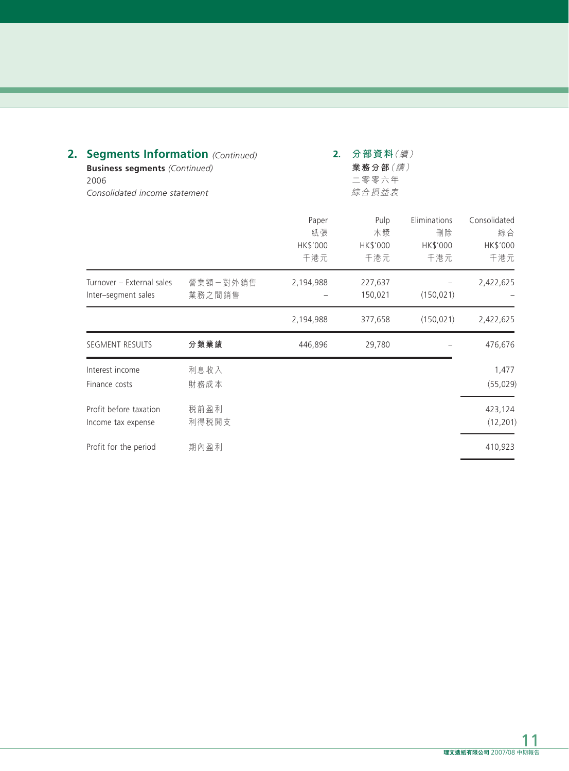## 2. Segments Information *(Continued)*

**Business segments** *(Continued)*

2006

*Consolidated income statement*

## 2. 分部資料*（續）*

**業務分部***（續）*

二零零六年

*綜合損益表*

| | | Paper 紙張 HK$'000 千港元 | Pulp 木漿 HK$'000 千港元 | Eliminations 刪除 HK$'000 千港元 | Consolidated 綜合 HK$'000 千港元 |
|---|---|---|---|---|---|
| Turnover – External sales | 營業額－對外銷售 | 2,194,988 | 227,637 | – | 2,422,625 |
| Inter–segment sales | 業務之間銷售 | – | 150,021 | (150,021) | – |
| | | 2,194,988 | 377,658 | (150,021) | 2,422,625 |
| SEGMENT RESULTS | **分類業績** | 446,896 | 29,780 | – | 476,676 |
| Interest income | 利息收入 | | | | 1,477 |
| Finance costs | 財務成本 | | | | (55,029) |
| Profit before taxation | 稅前盈利 | | | | 423,124 |
| Income tax expense | 利得稅開支 | | | | (12,201) |
| Profit for the period | 期內盈利 | | | | 410,923 |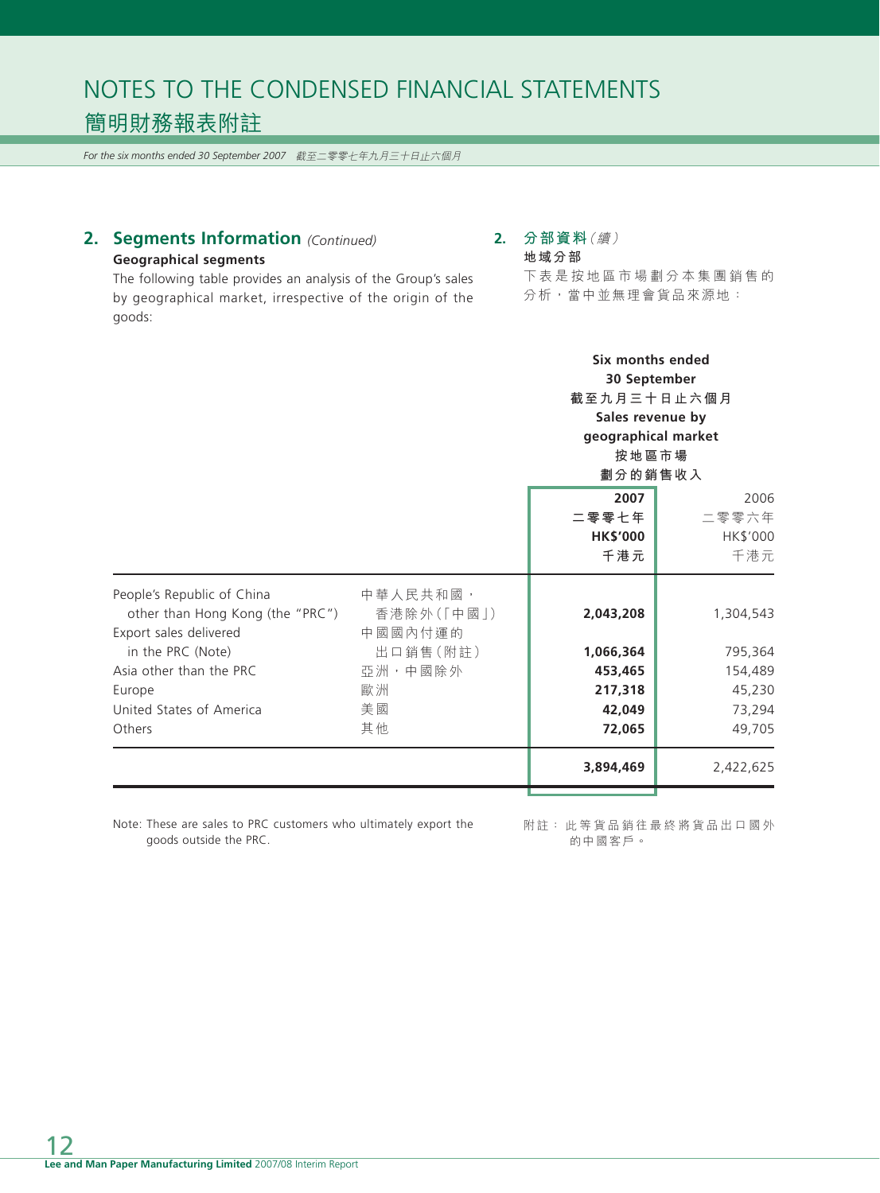# NOTES TO THE CONDENSED FINANCIAL STATEMENTS
# 簡明財務報表附註

*For the six months ended 30 September 2007 截至二零零七年九月三十日止六個月*

## 2. Segments Information *(Continued)*

**Geographical segments**

The following table provides an analysis of the Group's sales by geographical market, irrespective of the origin of the goods:

## 2. 分部資料*（續）*

**地域分部**

下表是按地區市場劃分本集團銷售的分析，當中並無理會貨品來源地：

| | | Six months ended 30 September 截至九月三十日止六個月 Sales revenue by geographical market 按地區市場劃分的銷售收入 | |
|---|---|---|---|
| | | **2007 二零零七年 HK$'000 千港元** | 2006 二零零六年 HK$'000 千港元 |
| People's Republic of China other than Hong Kong (the "PRC") | 中華人民共和國，香港除外（「中國」） | **2,043,208** | 1,304,543 |
| Export sales delivered in the PRC (Note) | 中國國內付運的出口銷售（附註） | **1,066,364** | 795,364 |
| Asia other than the PRC | 亞洲，中國除外 | **453,465** | 154,489 |
| Europe | 歐洲 | **217,318** | 45,230 |
| United States of America | 美國 | **42,049** | 73,294 |
| Others | 其他 | **72,065** | 49,705 |
| | | **3,894,469** | 2,422,625 |

Note: These are sales to PRC customers who ultimately export the goods outside the PRC.

附註：此等貨品銷往最終將貨品出口國外的中國客戶。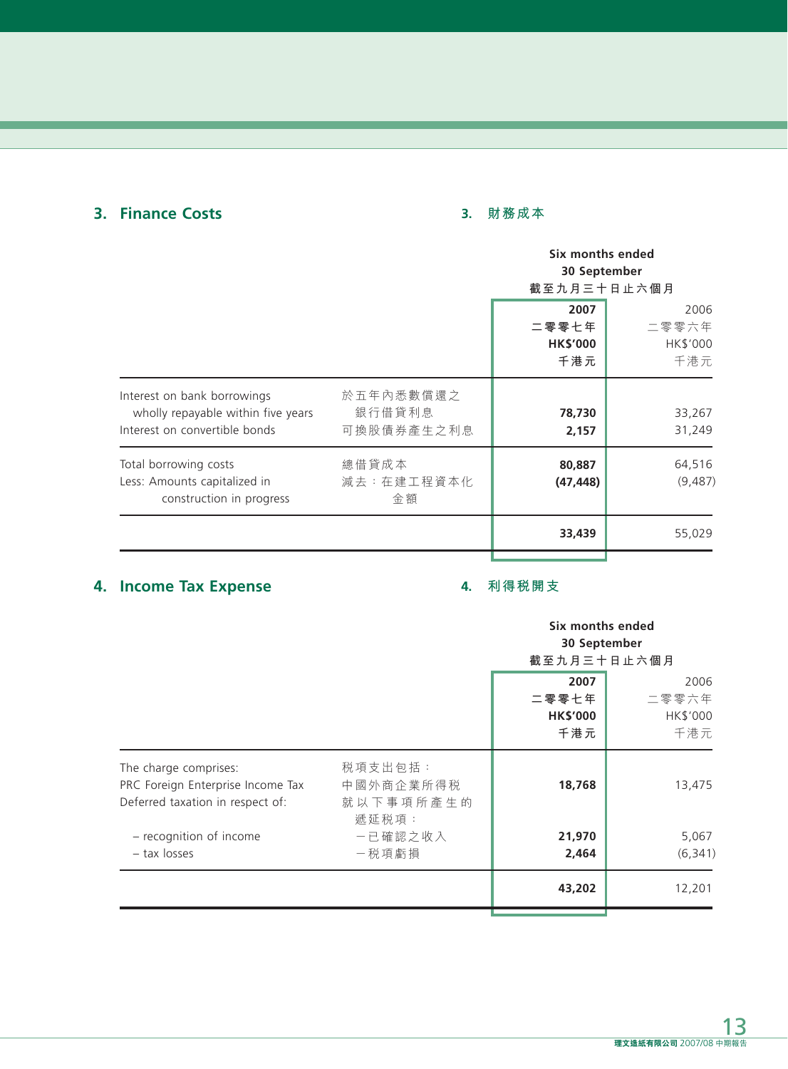## 3. Finance Costs

## 3. 財務成本

| | | Six months ended 30 September 截至九月三十日止六個月 | |
|---|---|---|---|
| | | **2007** **二零零七年** **HK$'000** **千港元** | 2006 二零零六年 HK$'000 千港元 |
| Interest on bank borrowings wholly repayable within five years | 於五年內悉數償還之銀行借貸利息 | **78,730** | 33,267 |
| Interest on convertible bonds | 可換股債券產生之利息 | **2,157** | 31,249 |
| Total borrowing costs | 總借貸成本 | **80,887** | 64,516 |
| Less: Amounts capitalized in construction in progress | 減去：在建工程資本化金額 | **(47,448)** | (9,487) |
| | | **33,439** | 55,029 |

## 4. Income Tax Expense

## 4. 利得稅開支

| | | Six months ended 30 September 截至九月三十日止六個月 | |
|---|---|---|---|
| | | **2007** **二零零七年** **HK$'000** **千港元** | 2006 二零零六年 HK$'000 千港元 |
| The charge comprises: | 稅項支出包括： | | |
| PRC Foreign Enterprise Income Tax | 中國外商企業所得稅 | **18,768** | 13,475 |
| Deferred taxation in respect of: | 就以下事項所產生的遞延稅項： | | |
| – recognition of income | －已確認之收入 | **21,970** | 5,067 |
| – tax losses | －稅項虧損 | **2,464** | (6,341) |
| | | **43,202** | 12,201 |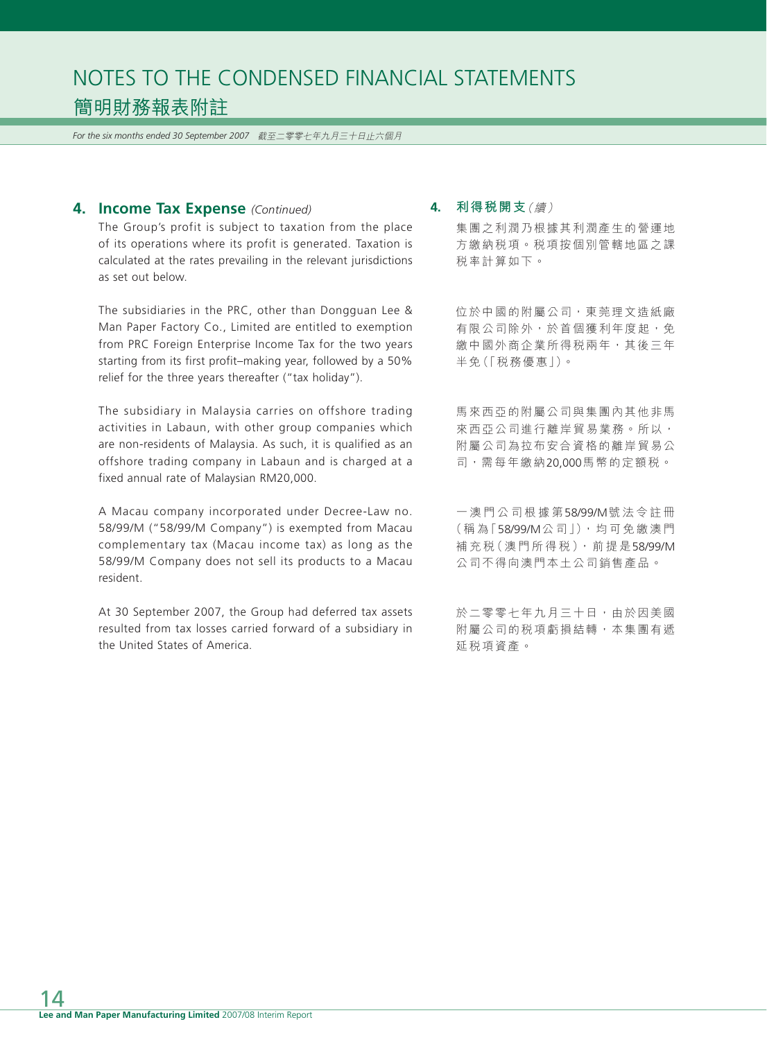# NOTES TO THE CONDENSED FINANCIAL STATEMENTS
# 簡明財務報表附註

*For the six months ended 30 September 2007 截至二零零七年九月三十日止六個月*

## 4. Income Tax Expense *(Continued)*

The Group's profit is subject to taxation from the place of its operations where its profit is generated. Taxation is calculated at the rates prevailing in the relevant jurisdictions as set out below.

The subsidiaries in the PRC, other than Dongguan Lee & Man Paper Factory Co., Limited are entitled to exemption from PRC Foreign Enterprise Income Tax for the two years starting from its first profit–making year, followed by a 50% relief for the three years thereafter ("tax holiday").

The subsidiary in Malaysia carries on offshore trading activities in Labaun, with other group companies which are non-residents of Malaysia. As such, it is qualified as an offshore trading company in Labaun and is charged at a fixed annual rate of Malaysian RM20,000.

A Macau company incorporated under Decree-Law no. 58/99/M ("58/99/M Company") is exempted from Macau complementary tax (Macau income tax) as long as the 58/99/M Company does not sell its products to a Macau resident.

At 30 September 2007, the Group had deferred tax assets resulted from tax losses carried forward of a subsidiary in the United States of America.

## 4. 利得稅開支*（續）*

集團之利潤乃根據其利潤產生的營運地方繳納稅項。稅項按個別管轄地區之課稅率計算如下。

位於中國的附屬公司，東莞理文造紙廠有限公司除外，於首個獲利年度起，免繳中國外商企業所得稅兩年，其後三年半免（「稅務優惠」）。

馬來西亞的附屬公司與集團內其他非馬來西亞公司進行離岸貿易業務。所以，附屬公司為拉布安合資格的離岸貿易公司，需每年繳納20,000馬幣的定額稅。

一澳門公司根據第58/99/M號法令註冊（稱為「58/99/M公司」），均可免繳澳門補充稅（澳門所得稅），前提是58/99/M公司不得向澳門本土公司銷售產品。

於二零零七年九月三十日，由於因美國附屬公司的稅項虧損結轉，本集團有遞延稅項資產。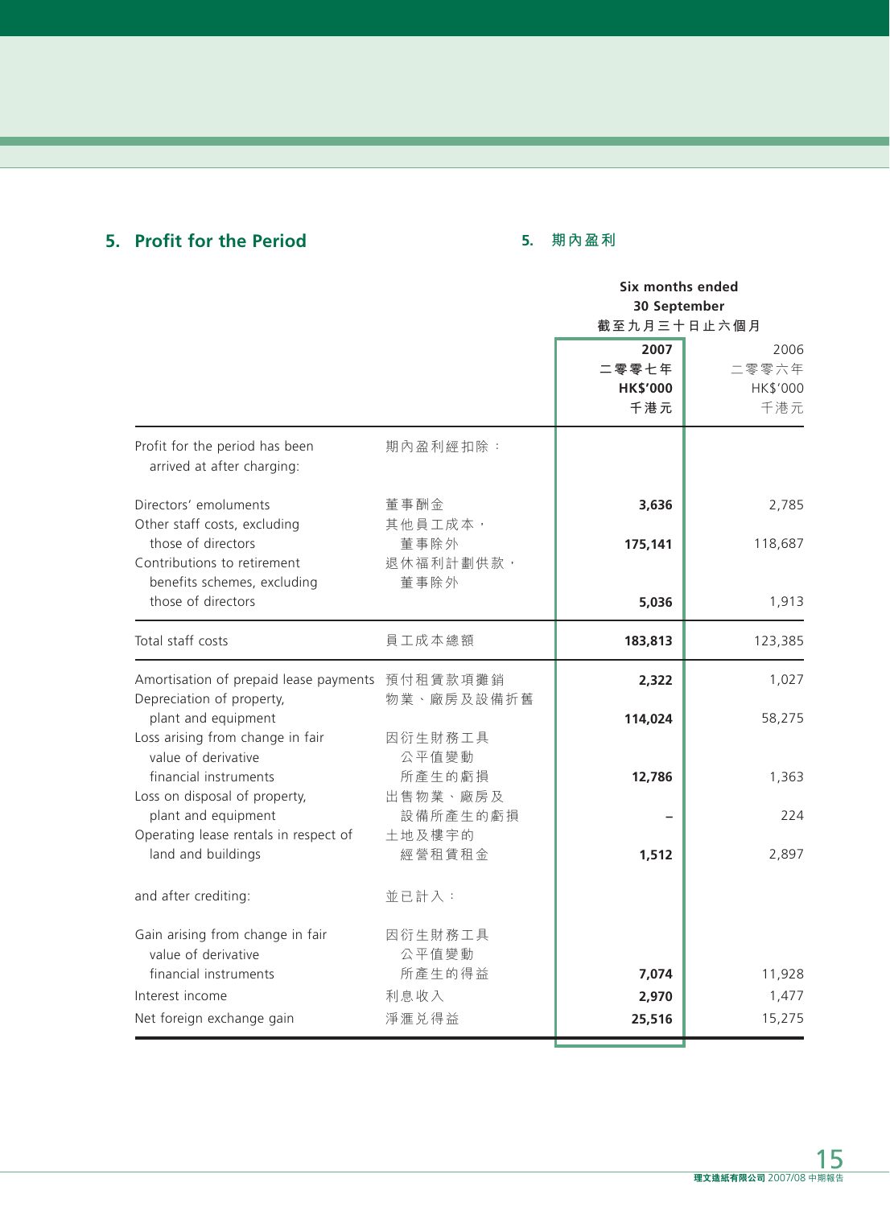## 5. Profit for the Period

## 5. 期內盈利

| | | Six months ended 30 September 截至九月三十日止六個月 | |
|---|---|---|---|
| | | **2007 二零零七年 HK$'000 千港元** | 2006 二零零六年 HK$'000 千港元 |
| Profit for the period has been arrived at after charging: | 期內盈利經扣除： | | |
| Directors' emoluments | 董事酬金 | **3,636** | 2,785 |
| Other staff costs, excluding those of directors | 其他員工成本，董事除外 | **175,141** | 118,687 |
| Contributions to retirement benefits schemes, excluding those of directors | 退休福利計劃供款，董事除外 | **5,036** | 1,913 |
| Total staff costs | 員工成本總額 | **183,813** | 123,385 |
| Amortisation of prepaid lease payments | 預付租賃款項攤銷 | **2,322** | 1,027 |
| Depreciation of property, plant and equipment | 物業、廠房及設備折舊 | **114,024** | 58,275 |
| Loss arising from change in fair value of derivative financial instruments | 因衍生財務工具公平值變動所產生的虧損 | **12,786** | 1,363 |
| Loss on disposal of property, plant and equipment | 出售物業、廠房及設備所產生的虧損 | **–** | 224 |
| Operating lease rentals in respect of land and buildings | 土地及樓宇的經營租賃租金 | **1,512** | 2,897 |
| and after crediting: | 並已計入： | | |
| Gain arising from change in fair value of derivative financial instruments | 因衍生財務工具公平值變動所產生的得益 | **7,074** | 11,928 |
| Interest income | 利息收入 | **2,970** | 1,477 |
| Net foreign exchange gain | 淨滙兑得益 | **25,516** | 15,275 |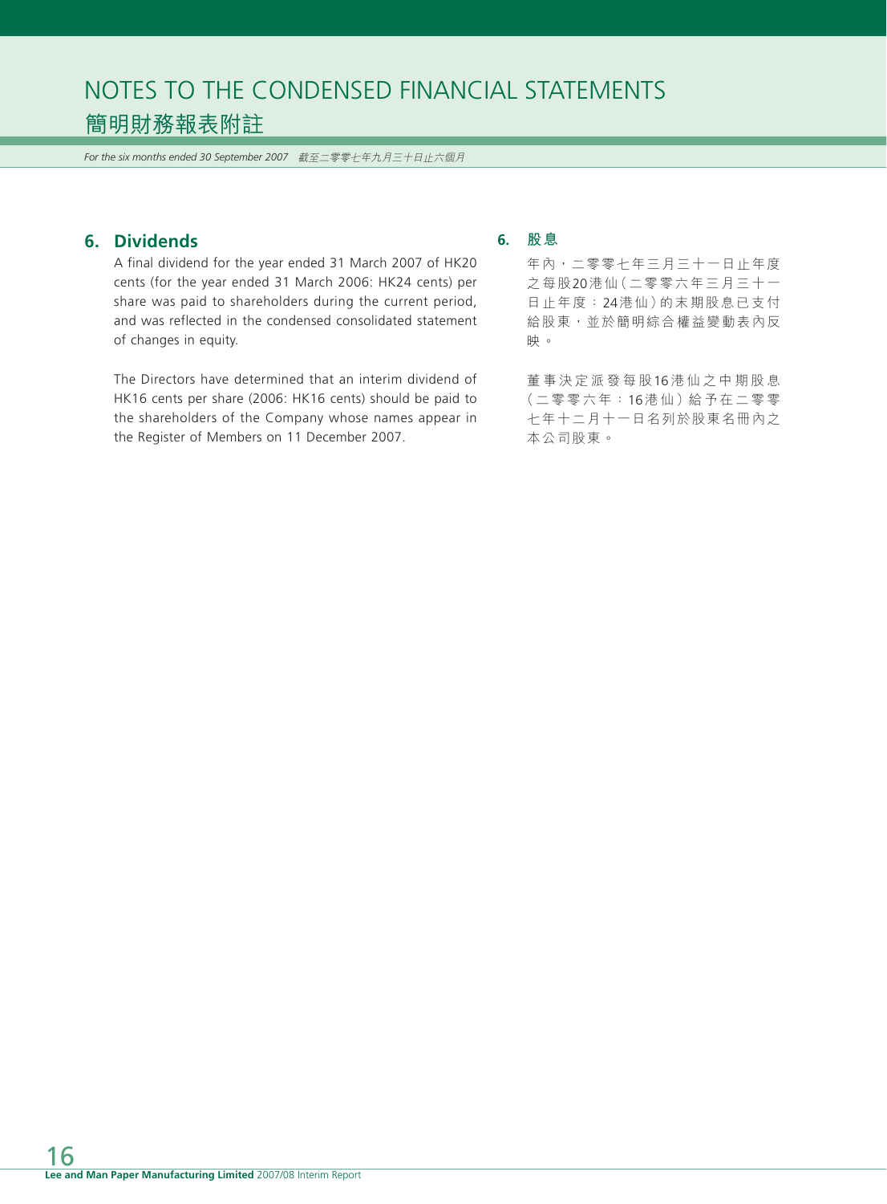# NOTES TO THE CONDENSED FINANCIAL STATEMENTS
# 簡明財務報表附註

*For the six months ended 30 September 2007 截至二零零七年九月三十日止六個月*

## 6. Dividends

A final dividend for the year ended 31 March 2007 of HK20 cents (for the year ended 31 March 2006: HK24 cents) per share was paid to shareholders during the current period, and was reflected in the condensed consolidated statement of changes in equity.

The Directors have determined that an interim dividend of HK16 cents per share (2006: HK16 cents) should be paid to the shareholders of the Company whose names appear in the Register of Members on 11 December 2007.

## 6. 股息

年內，二零零七年三月三十一日止年度之每股20港仙（二零零六年三月三十一日止年度：24港仙）的末期股息已支付給股東，並於簡明綜合權益變動表內反映。

董事決定派發每股16港仙之中期股息（二零零六年：16港仙）給予在二零零七年十二月十一日名列於股東名冊內之本公司股東。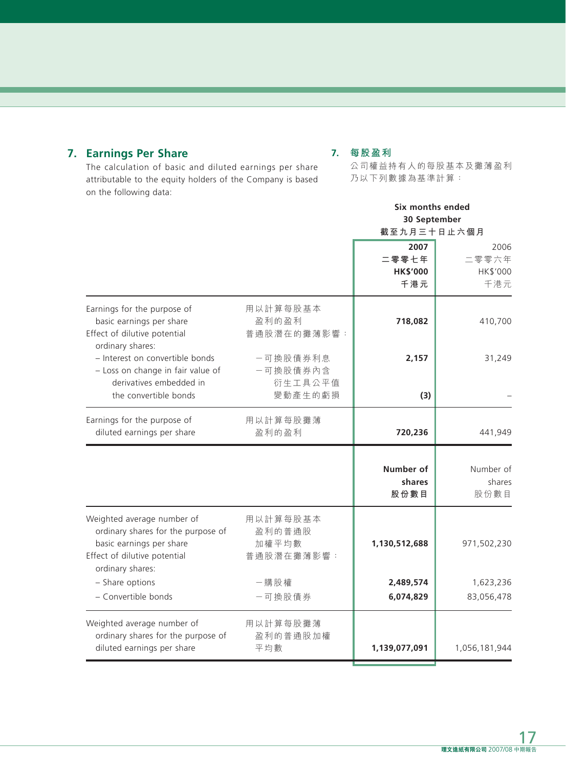## 7. Earnings Per Share

The calculation of basic and diluted earnings per share attributable to the equity holders of the Company is based on the following data:

## 7. 每股盈利

公司權益持有人的每股基本及攤薄盈利乃以下列數據為基準計算：

| | | Six months ended 30 September 截至九月三十日止六個月 | |
|---|---|---|---|
| | | **2007 二零零七年 HK$'000 千港元** | 2006 二零零六年 HK$'000 千港元 |
| Earnings for the purpose of basic earnings per share | 用以計算每股基本盈利的盈利 | **718,082** | 410,700 |
| Effect of dilutive potential ordinary shares: | 普通股潛在的攤薄影響： | | |
| – Interest on convertible bonds | –可換股債券利息 | **2,157** | 31,249 |
| – Loss on change in fair value of derivatives embedded in the convertible bonds | –可換股債券內含衍生工具公平值變動產生的虧損 | **(3)** | – |
| Earnings for the purpose of diluted earnings per share | 用以計算每股攤薄盈利的盈利 | **720,236** | 441,949 |
| | | **Number of shares 股份數目** | Number of shares 股份數目 |
| Weighted average number of ordinary shares for the purpose of basic earnings per share | 用以計算每股基本盈利的普通股加權平均數 | **1,130,512,688** | 971,502,230 |
| Effect of dilutive potential ordinary shares: | 普通股潛在攤薄影響： | | |
| – Share options | –購股權 | **2,489,574** | 1,623,236 |
| – Convertible bonds | –可換股債券 | **6,074,829** | 83,056,478 |
| Weighted average number of ordinary shares for the purpose of diluted earnings per share | 用以計算每股攤薄盈利的普通股加權平均數 | **1,139,077,091** | 1,056,181,944 |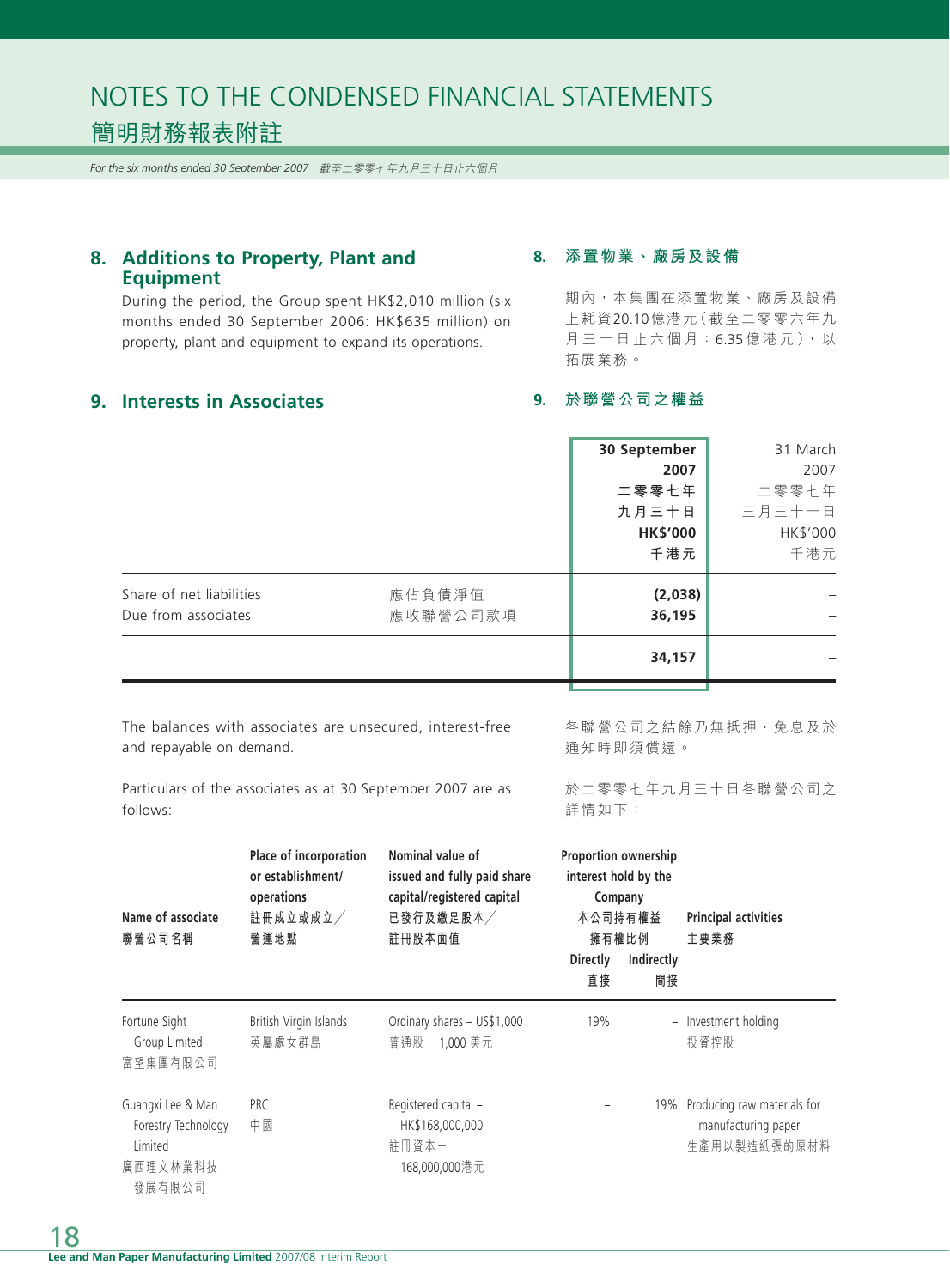# NOTES TO THE CONDENSED FINANCIAL STATEMENTS
# 簡明財務報表附註

*For the six months ended 30 September 2007 截至二零零七年九月三十日止六個月*

## 8. Additions to Property, Plant and Equipment

During the period, the Group spent HK$2,010 million (six months ended 30 September 2006: HK$635 million) on property, plant and equipment to expand its operations.

## 8. 添置物業、廠房及設備

期內，本集團在添置物業、廠房及設備上耗資20.10億港元（截至二零零六年九月三十日止六個月：6.35億港元），以拓展業務。

## 9. Interests in Associates

## 9. 於聯營公司之權益

| | | **30 September 2007 二零零七年九月三十日 HK$'000 千港元** | 31 March 2007 二零零七年三月三十一日 HK$'000 千港元 |
|---|---|---|---|
| Share of net liabilities | 應佔負債淨值 | **(2,038)** | – |
| Due from associates | 應收聯營公司款項 | **36,195** | – |
| | | **34,157** | – |

The balances with associates are unsecured, interest-free and repayable on demand.

各聯營公司之結餘乃無抵押，免息及於通知時即須償還。

Particulars of the associates as at 30 September 2007 are as follows:

於二零零七年九月三十日各聯營公司之詳情如下：

| Name of associate 聯營公司名稱 | Place of incorporation or establishment/ operations 註冊成立或成立／營運地點 | Nominal value of issued and fully paid share capital/registered capital 已發行及繳足股本／註冊股本面值 | Proportion ownership interest hold by the Company 本公司持有權益擁有權比例 Directly 直接 | Indirectly 間接 | Principal activities 主要業務 |
|---|---|---|---|---|---|
| Fortune Sight Group Limited 富望集團有限公司 | British Virgin Islands 英屬處女群島 | Ordinary shares – US$1,000 普通股－1,000美元 | 19% | – | Investment holding 投資控股 |
| Guangxi Lee & Man Forestry Technology Limited 廣西理文林業科技發展有限公司 | PRC 中國 | Registered capital – HK$168,000,000 註冊資本－168,000,000港元 | – | 19% | Producing raw materials for manufacturing paper 生產用以製造紙張的原材料 |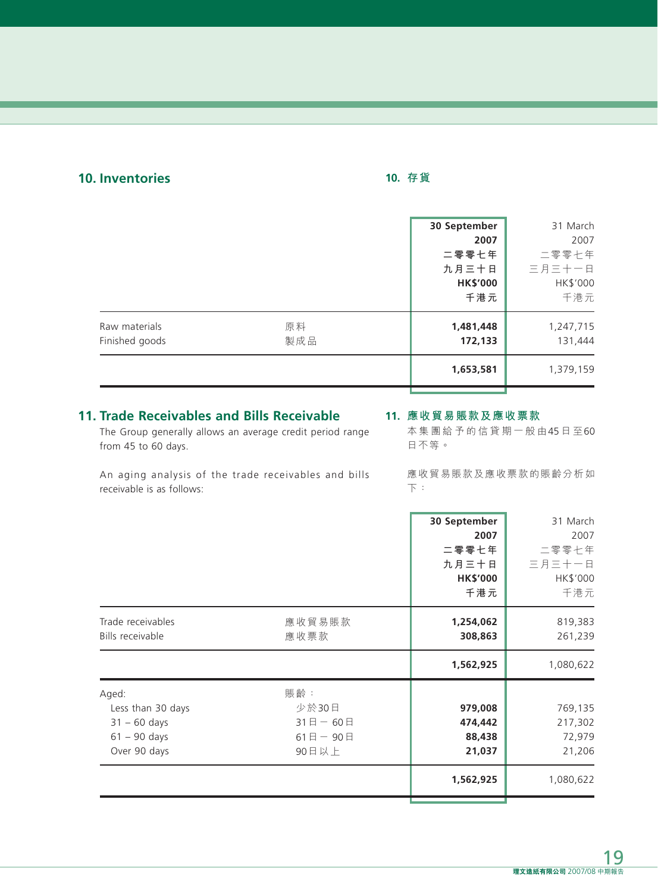## 10. Inventories

## 10. 存貨

| | | 30 September 2007 二零零七年 九月三十日 HK$'000 千港元 | 31 March 2007 二零零七年 三月三十一日 HK$'000 千港元 |
|---|---|---|---|
| Raw materials | 原料 | **1,481,448** | 1,247,715 |
| Finished goods | 製成品 | **172,133** | 131,444 |
| | | **1,653,581** | 1,379,159 |

## 11. Trade Receivables and Bills Receivable

## 11. 應收貿易賬款及應收票款

The Group generally allows an average credit period range from 45 to 60 days.

本集團給予的信貸期一般由45日至60日不等。

An aging analysis of the trade receivables and bills receivable is as follows:

應收貿易賬款及應收票款的賬齡分析如下：

| | | 30 September 2007 二零零七年 九月三十日 HK$'000 千港元 | 31 March 2007 二零零七年 三月三十一日 HK$'000 千港元 |
|---|---|---|---|
| Trade receivables | 應收貿易賬款 | **1,254,062** | 819,383 |
| Bills receivable | 應收票款 | **308,863** | 261,239 |
| | | **1,562,925** | 1,080,622 |
| Aged: | 賬齡： | | |
| Less than 30 days | 少於30日 | **979,008** | 769,135 |
| 31 – 60 days | 31日 – 60日 | **474,442** | 217,302 |
| 61 – 90 days | 61日 – 90日 | **88,438** | 72,979 |
| Over 90 days | 90日以上 | **21,037** | 21,206 |
| | | **1,562,925** | 1,080,622 |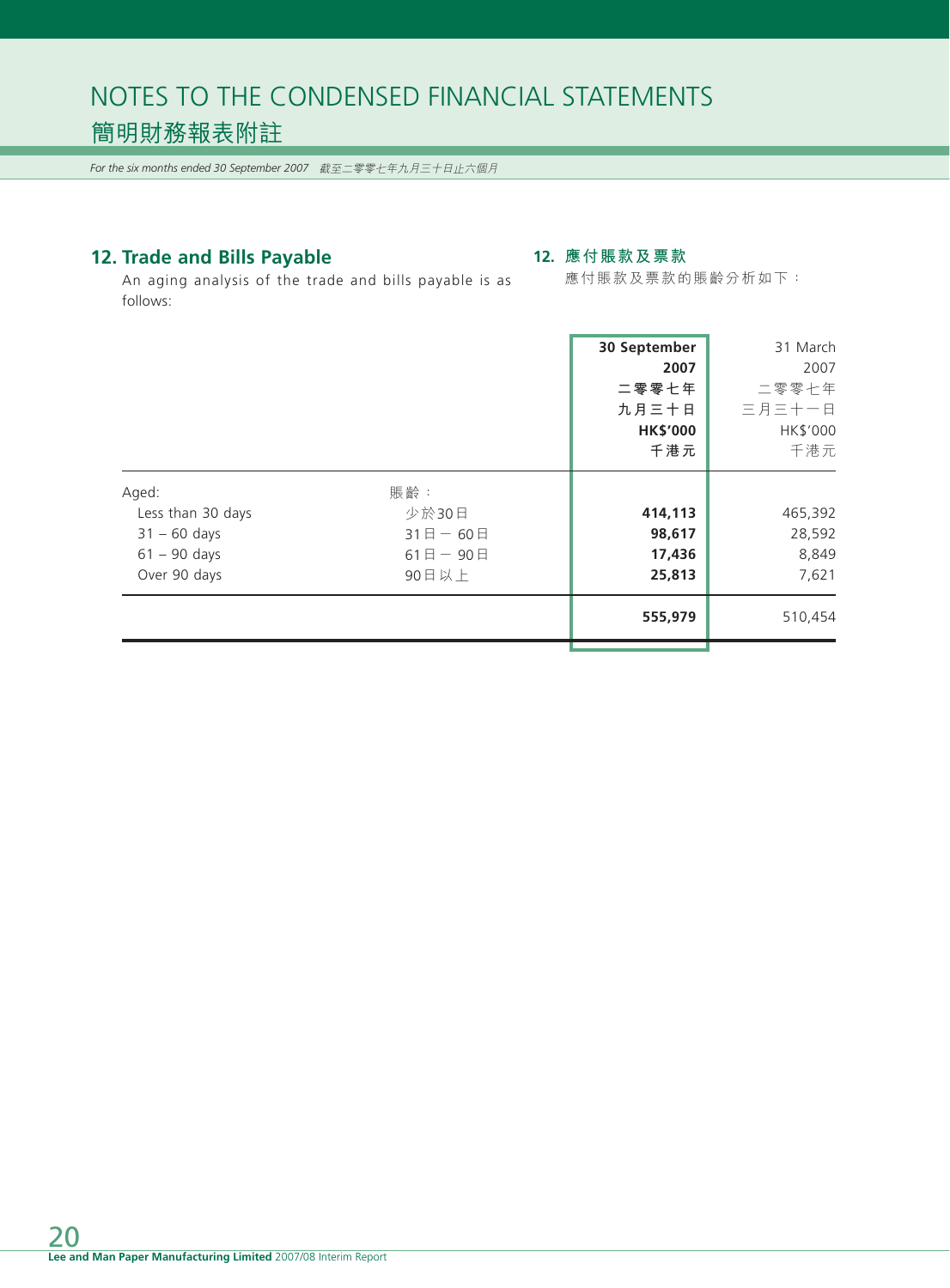## 12. Trade and Bills Payable

An aging analysis of the trade and bills payable is as follows:

## 12. 應付賬款及票款

應付賬款及票款的賬齡分析如下：

| | | **30 September 2007 二零零七年九月三十日 HK$'000 千港元** | 31 March 2007 二零零七年三月三十一日 HK$'000 千港元 |
|---|---|---|---|
| Aged: | 賬齡： | | |
| Less than 30 days | 少於30日 | **414,113** | 465,392 |
| 31 – 60 days | 31日 － 60日 | **98,617** | 28,592 |
| 61 – 90 days | 61日 － 90日 | **17,436** | 8,849 |
| Over 90 days | 90日以上 | **25,813** | 7,621 |
| | | **555,979** | 510,454 |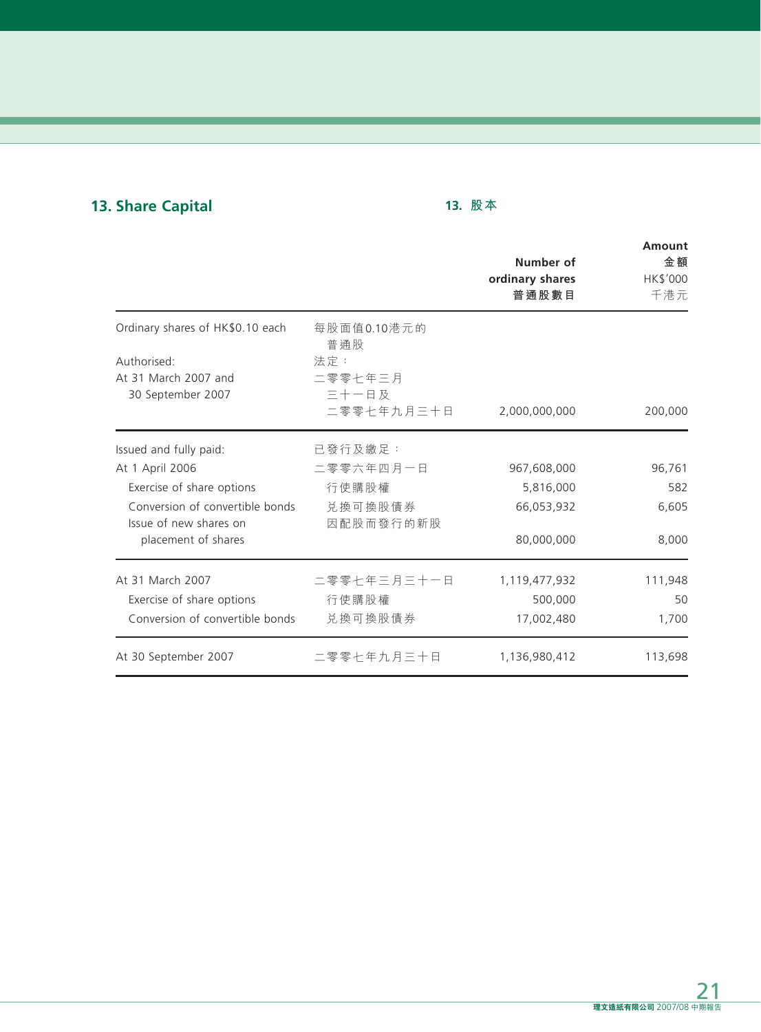## 13. Share Capital

## 13. 股本

| | | Number of ordinary shares 普通股數目 | Amount 金額 HK$'000 千港元 |
|---|---|---|---|
| Ordinary shares of HK$0.10 each | 每股面值0.10港元的普通股 | | |
| Authorised: | 法定： | | |
| At 31 March 2007 and 30 September 2007 | 二零零七年三月三十一日及二零零七年九月三十日 | 2,000,000,000 | 200,000 |
| Issued and fully paid: | 已發行及繳足： | | |
| At 1 April 2006 | 二零零六年四月一日 | 967,608,000 | 96,761 |
| Exercise of share options | 行使購股權 | 5,816,000 | 582 |
| Conversion of convertible bonds | 兌換可換股債券 | 66,053,932 | 6,605 |
| Issue of new shares on placement of shares | 因配股而發行的新股 | 80,000,000 | 8,000 |
| At 31 March 2007 | 二零零七年三月三十一日 | 1,119,477,932 | 111,948 |
| Exercise of share options | 行使購股權 | 500,000 | 50 |
| Conversion of convertible bonds | 兌換可換股債券 | 17,002,480 | 1,700 |
| At 30 September 2007 | 二零零七年九月三十日 | 1,136,980,412 | 113,698 |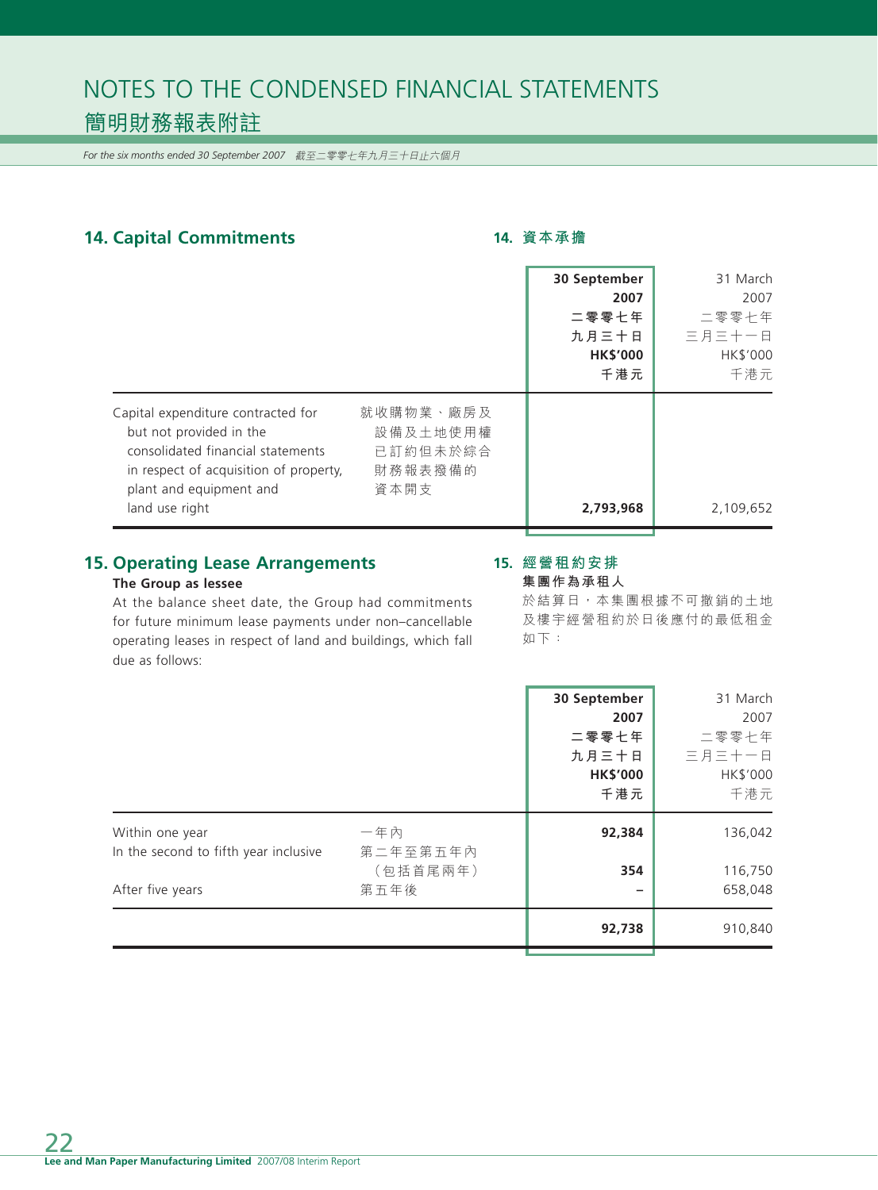# NOTES TO THE CONDENSED FINANCIAL STATEMENTS
# 簡明財務報表附註

*For the six months ended 30 September 2007 截至二零零七年九月三十日止六個月*

## 14. Capital Commitments

## 14. 資本承擔

| | | **30 September 2007 二零零七年九月三十日 HK$'000 千港元** | 31 March 2007 二零零七年三月三十一日 HK$'000 千港元 |
|---|---|---|---|
| Capital expenditure contracted for but not provided in the consolidated financial statements in respect of acquisition of property, plant and equipment and land use right | 就收購物業、廠房及設備及土地使用權已訂約但未於綜合財務報表撥備的資本開支 | **2,793,968** | 2,109,652 |

## 15. Operating Lease Arrangements

**The Group as lessee**

At the balance sheet date, the Group had commitments for future minimum lease payments under non–cancellable operating leases in respect of land and buildings, which fall due as follows:

## 15. 經營租約安排

**集團作為承租人**

於結算日，本集團根據不可撤銷的土地及樓宇經營租約於日後應付的最低租金如下：

| | | **30 September 2007 二零零七年九月三十日 HK$'000 千港元** | 31 March 2007 二零零七年三月三十一日 HK$'000 千港元 |
|---|---|---|---|
| Within one year | 一年內 | **92,384** | 136,042 |
| In the second to fifth year inclusive | 第二年至第五年內（包括首尾兩年） | **354** | 116,750 |
| After five years | 第五年後 | **–** | 658,048 |
| | | **92,738** | 910,840 |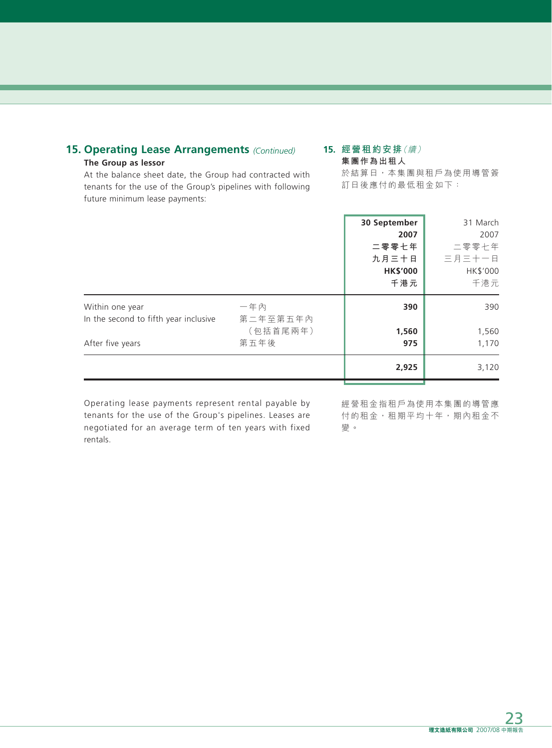## 15. Operating Lease Arrangements *(Continued)*

**The Group as lessor**

At the balance sheet date, the Group had contracted with tenants for the use of the Group's pipelines with following future minimum lease payments:

## 15. 經營租約安排*（續）*

**集團作為出租人**

於結算日，本集團與租戶為使用導管簽訂日後應付的最低租金如下：

| | | **30 September 2007 二零零七年九月三十日 HK$'000 千港元** | 31 March 2007 二零零七年三月三十一日 HK$'000 千港元 |
|---|---|---|---|
| Within one year | 一年內 | **390** | 390 |
| In the second to fifth year inclusive | 第二年至第五年內（包括首尾兩年） | **1,560** | 1,560 |
| After five years | 第五年後 | **975** | 1,170 |
| | | **2,925** | 3,120 |

Operating lease payments represent rental payable by tenants for the use of the Group's pipelines. Leases are negotiated for an average term of ten years with fixed rentals.

經營租金指租戶為使用本集團的導管應付的租金，租期平均十年，期內租金不變。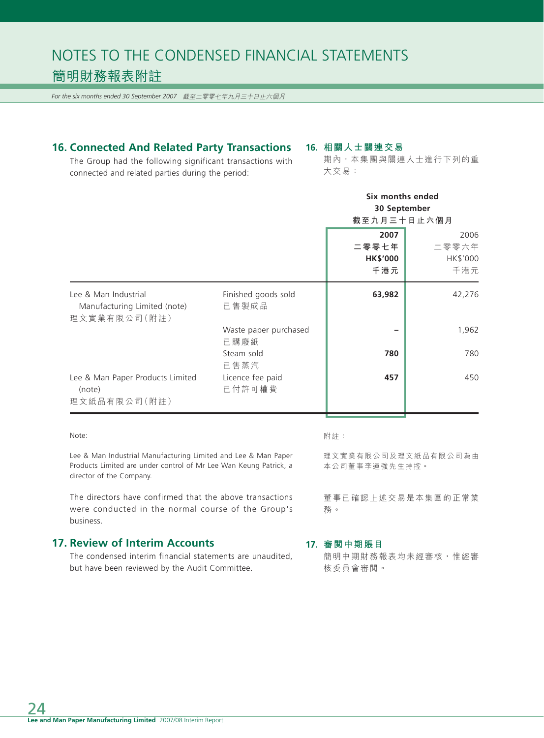# NOTES TO THE CONDENSED FINANCIAL STATEMENTS
# 簡明財務報表附註

*For the six months ended 30 September 2007　截至二零零七年九月三十日止六個月*

## 16. Connected And Related Party Transactions

The Group had the following significant transactions with connected and related parties during the period:

## 16. 相關人士關連交易

期內，本集團與關連人士進行下列的重大交易：

| | | Six months ended 30 September 截至九月三十日止六個月 | |
|---|---|---|---|
| | | **2007 二零零七年 HK$'000 千港元** | 2006 二零零六年 HK$'000 千港元 |
| Lee & Man Industrial Manufacturing Limited (note) 理文實業有限公司（附註） | Finished goods sold 已售製成品 | **63,982** | 42,276 |
| | Waste paper purchased 已購廢紙 | **–** | 1,962 |
| | Steam sold 已售蒸汽 | **780** | 780 |
| Lee & Man Paper Products Limited (note) 理文紙品有限公司（附註） | Licence fee paid 已付許可權費 | **457** | 450 |

Note:

Lee & Man Industrial Manufacturing Limited and Lee & Man Paper Products Limited are under control of Mr Lee Wan Keung Patrick, a director of the Company.

附註：

理文實業有限公司及理文紙品有限公司為由本公司董事李運強先生持控。

The directors have confirmed that the above transactions were conducted in the normal course of the Group's business.

董事已確認上述交易是本集團的正常業務。

## 17. Review of Interim Accounts

The condensed interim financial statements are unaudited, but have been reviewed by the Audit Committee.

## 17. 審閱中期賬目

簡明中期財務報表均未經審核，惟經審核委員會審閱。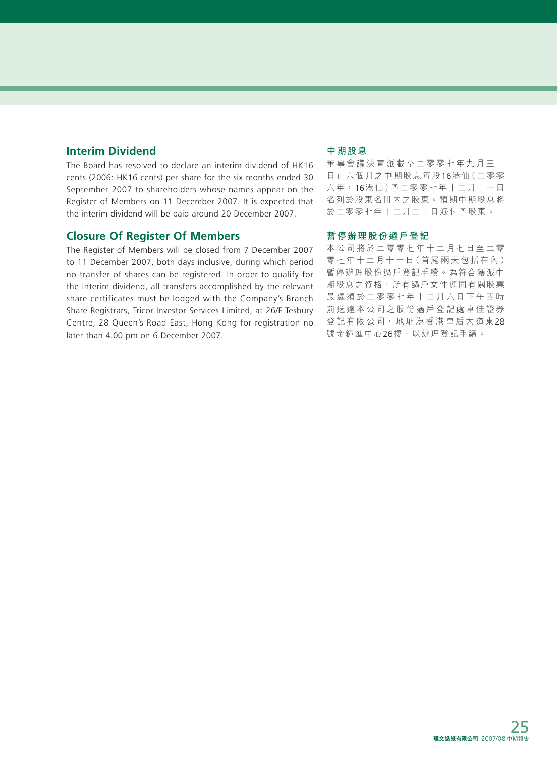## Interim Dividend

The Board has resolved to declare an interim dividend of HK16 cents (2006: HK16 cents) per share for the six months ended 30 September 2007 to shareholders whose names appear on the Register of Members on 11 December 2007. It is expected that the interim dividend will be paid around 20 December 2007.

## Closure Of Register Of Members

The Register of Members will be closed from 7 December 2007 to 11 December 2007, both days inclusive, during which period no transfer of shares can be registered. In order to qualify for the interim dividend, all transfers accomplished by the relevant share certificates must be lodged with the Company's Branch Share Registrars, Tricor Investor Services Limited, at 26/F Tesbury Centre, 28 Queen's Road East, Hong Kong for registration no later than 4.00 pm on 6 December 2007.

## 中期股息

董事會議決宣派截至二零零七年九月三十日止六個月之中期股息每股16港仙（二零零六年：16港仙）予二零零七年十二月十一日名列於股東名冊內之股東。預期中期股息將於二零零七年十二月二十日派付予股東。

## 暫停辦理股份過戶登記

本公司將於二零零七年十二月七日至二零零七年十二月十一日（首尾兩天包括在內）暫停辦理股份過戶登記手續。為符合獲派中期股息之資格，所有過戶文件連同有關股票最遲須於二零零七年十二月六日下午四時前送達本公司之股份過戶登記處卓佳證券登記有限公司，地址為香港皇后大道東28號金鐘匯中心26樓，以辦理登記手續。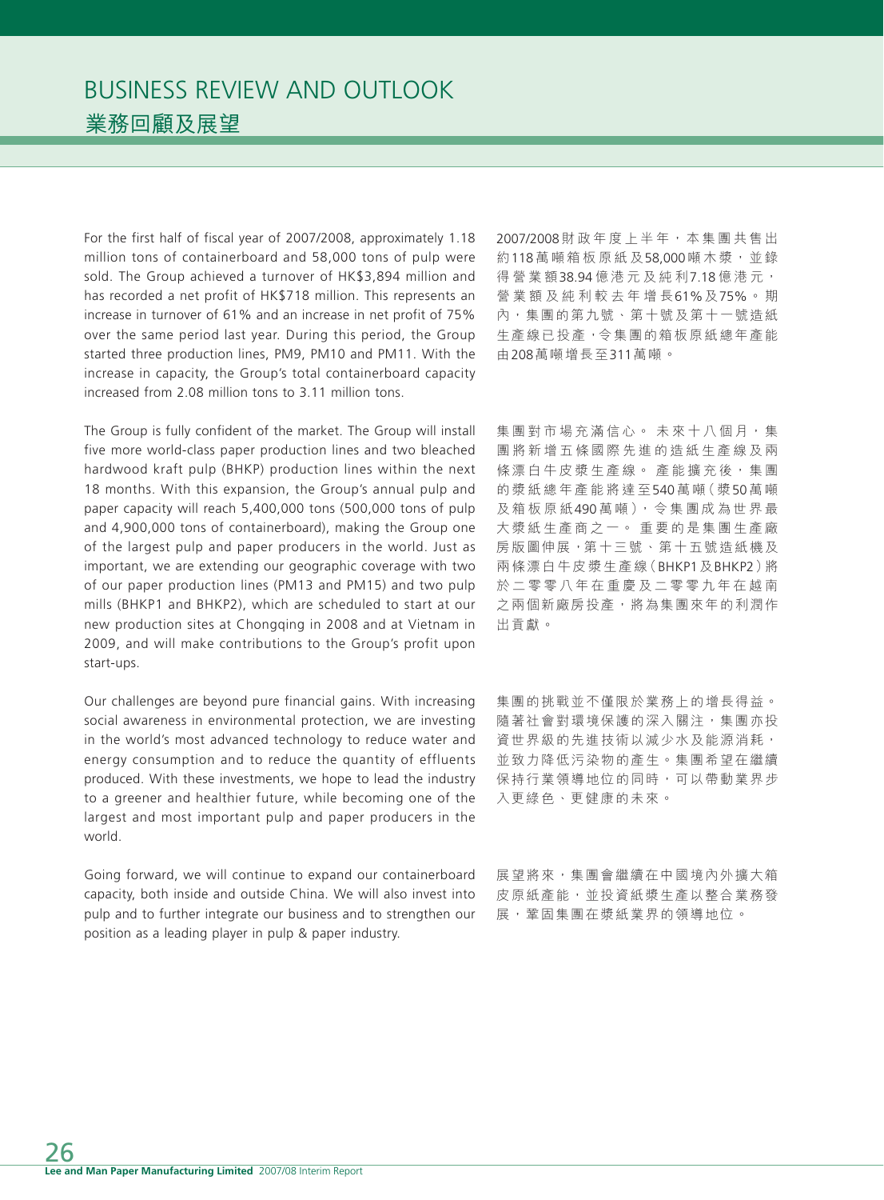# BUSINESS REVIEW AND OUTLOOK
## 業務回顧及展望

For the first half of fiscal year of 2007/2008, approximately 1.18 million tons of containerboard and 58,000 tons of pulp were sold. The Group achieved a turnover of HK$3,894 million and has recorded a net profit of HK$718 million. This represents an increase in turnover of 61% and an increase in net profit of 75% over the same period last year. During this period, the Group started three production lines, PM9, PM10 and PM11. With the increase in capacity, the Group's total containerboard capacity increased from 2.08 million tons to 3.11 million tons.

2007/2008財政年度上半年，本集團共售出約118萬噸箱板原紙及58,000噸木漿，並錄得營業額38.94億港元及純利7.18億港元，營業額及純利較去年增長61%及75%。期內，集團的第九號、第十號及第十一號造紙生產線已投產，令集團的箱板原紙總年產能由208萬噸增長至311萬噸。

The Group is fully confident of the market. The Group will install five more world-class paper production lines and two bleached hardwood kraft pulp (BHKP) production lines within the next 18 months. With this expansion, the Group's annual pulp and paper capacity will reach 5,400,000 tons (500,000 tons of pulp and 4,900,000 tons of containerboard), making the Group one of the largest pulp and paper producers in the world. Just as important, we are extending our geographic coverage with two of our paper production lines (PM13 and PM15) and two pulp mills (BHKP1 and BHKP2), which are scheduled to start at our new production sites at Chongqing in 2008 and at Vietnam in 2009, and will make contributions to the Group's profit upon start-ups.

集團對市場充滿信心。未來十八個月，集團將新增五條國際先進的造紙生產線及兩條漂白牛皮漿生產線。產能擴充後，集團的漿紙總年產能將達至540萬噸（漿50萬噸及箱板原紙490萬噸），令集團成為世界最大漿紙生產商之一。重要的是集團生產廠房版圖伸展，第十三號、第十五號造紙機及兩條漂白牛皮漿生產線（BHKP1及BHKP2）將於二零零八年在重慶及二零零九年在越南之兩個新廠房投產，將為集團來年的利潤作出貢獻。

Our challenges are beyond pure financial gains. With increasing social awareness in environmental protection, we are investing in the world's most advanced technology to reduce water and energy consumption and to reduce the quantity of effluents produced. With these investments, we hope to lead the industry to a greener and healthier future, while becoming one of the largest and most important pulp and paper producers in the world.

集團的挑戰並不僅限於業務上的增長得益。隨著社會對環境保護的深入關注，集團亦投資世界級的先進技術以減少水及能源消耗，並致力降低污染物的產生。集團希望在繼續保持行業領導地位的同時，可以帶動業界步入更綠色、更健康的未來。

Going forward, we will continue to expand our containerboard capacity, both inside and outside China. We will also invest into pulp and to further integrate our business and to strengthen our position as a leading player in pulp & paper industry.

展望將來，集團會繼續在中國境內外擴大箱皮原紙產能，並投資紙漿生產以整合業務發展，鞏固集團在漿紙業界的領導地位。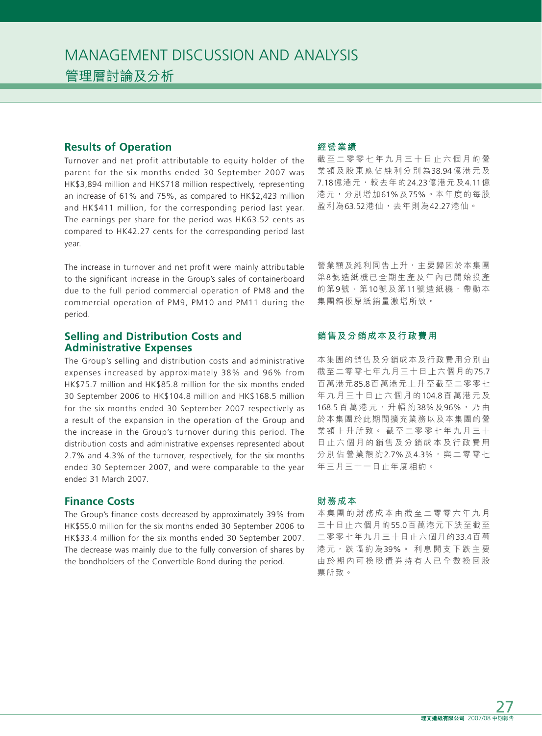# MANAGEMENT DISCUSSION AND ANALYSIS

# 管理層討論及分析

## Results of Operation

Turnover and net profit attributable to equity holder of the parent for the six months ended 30 September 2007 was HK$3,894 million and HK$718 million respectively, representing an increase of 61% and 75%, as compared to HK$2,423 million and HK$411 million, for the corresponding period last year. The earnings per share for the period was HK63.52 cents as compared to HK42.27 cents for the corresponding period last year.

The increase in turnover and net profit were mainly attributable to the significant increase in the Group's sales of containerboard due to the full period commercial operation of PM8 and the commercial operation of PM9, PM10 and PM11 during the period.

## 經營業績

截至二零零七年九月三十日止六個月的營業額及股東應佔純利分別為38.94億港元及7.18億港元，較去年的24.23億港元及4.11億港元，分別增加61%及75%。本年度的每股盈利為63.52港仙，去年則為42.27港仙。

營業額及純利同告上升，主要歸因於本集團第8號造紙機已全期生產及年內已開始投產的第9號、第10號及第11號造紙機，帶動本集團箱板原紙銷量激增所致。

## Selling and Distribution Costs and Administrative Expenses

The Group's selling and distribution costs and administrative expenses increased by approximately 38% and 96% from HK$75.7 million and HK$85.8 million for the six months ended 30 September 2006 to HK$104.8 million and HK$168.5 million for the six months ended 30 September 2007 respectively as a result of the expansion in the operation of the Group and the increase in the Group's turnover during this period. The distribution costs and administrative expenses represented about 2.7% and 4.3% of the turnover, respectively, for the six months ended 30 September 2007, and were comparable to the year ended 31 March 2007.

## 銷售及分銷成本及行政費用

本集團的銷售及分銷成本及行政費用分別由截至二零零七年九月三十日止六個月的75.7百萬港元85.8百萬港元上升至截至二零零七年九月三十日止六個月的104.8百萬港元及168.5百萬港元，升幅約38%及96%，乃由於本集團於此期間擴充業務以及本集團的營業額上升所致。截至二零零七年九月三十日止六個月的銷售及分銷成本及行政費用分別佔營業額約2.7%及4.3%，與二零零七年三月三十一日止年度相約。

## Finance Costs

The Group's finance costs decreased by approximately 39% from HK$55.0 million for the six months ended 30 September 2006 to HK$33.4 million for the six months ended 30 September 2007. The decrease was mainly due to the fully conversion of shares by the bondholders of the Convertible Bond during the period.

## 財務成本

本集團的財務成本由截至二零零六年九月三十日止六個月的55.0百萬港元下跌至截至二零零七年九月三十日止六個月的33.4百萬港元，跌幅約為39%。利息開支下跌主要由於期內可換股債券持有人已全數換回股票所致。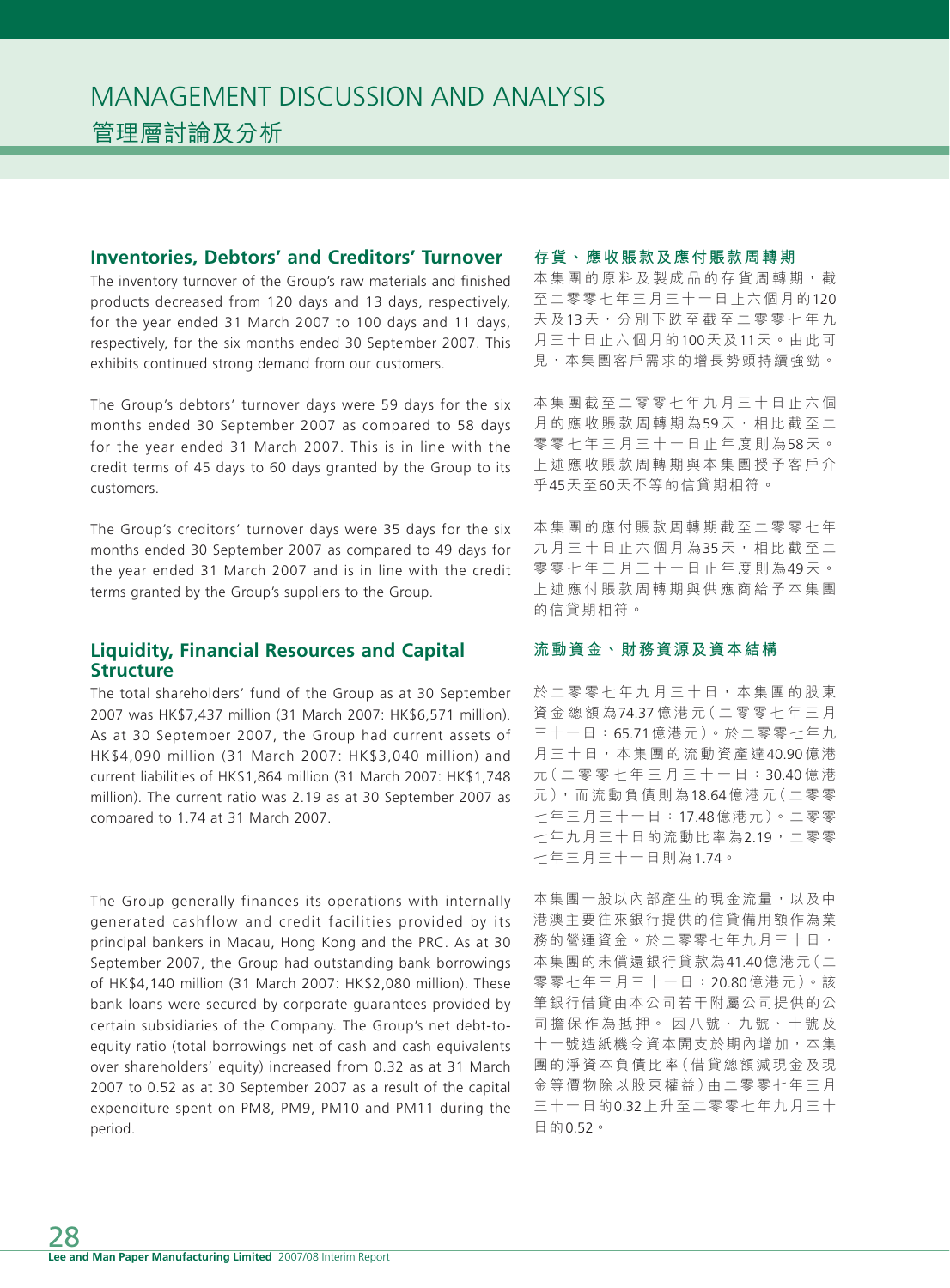## Inventories, Debtors' and Creditors' Turnover

The inventory turnover of the Group's raw materials and finished products decreased from 120 days and 13 days, respectively, for the year ended 31 March 2007 to 100 days and 11 days, respectively, for the six months ended 30 September 2007. This exhibits continued strong demand from our customers.

The Group's debtors' turnover days were 59 days for the six months ended 30 September 2007 as compared to 58 days for the year ended 31 March 2007. This is in line with the credit terms of 45 days to 60 days granted by the Group to its customers.

The Group's creditors' turnover days were 35 days for the six months ended 30 September 2007 as compared to 49 days for the year ended 31 March 2007 and is in line with the credit terms granted by the Group's suppliers to the Group.

## Liquidity, Financial Resources and Capital Structure

The total shareholders' fund of the Group as at 30 September 2007 was HK$7,437 million (31 March 2007: HK$6,571 million). As at 30 September 2007, the Group had current assets of HK$4,090 million (31 March 2007: HK$3,040 million) and current liabilities of HK$1,864 million (31 March 2007: HK$1,748 million). The current ratio was 2.19 as at 30 September 2007 as compared to 1.74 at 31 March 2007.

The Group generally finances its operations with internally generated cashflow and credit facilities provided by its principal bankers in Macau, Hong Kong and the PRC. As at 30 September 2007, the Group had outstanding bank borrowings of HK$4,140 million (31 March 2007: HK$2,080 million). These bank loans were secured by corporate guarantees provided by certain subsidiaries of the Company. The Group's net debt-to-equity ratio (total borrowings net of cash and cash equivalents over shareholders' equity) increased from 0.32 as at 31 March 2007 to 0.52 as at 30 September 2007 as a result of the capital expenditure spent on PM8, PM9, PM10 and PM11 during the period.

## 存貨、應收賬款及應付賬款周轉期

本集團的原料及製成品的存貨周轉期，截至二零零七年三月三十一日止六個月的120天及13天，分別下跌至截至二零零七年九月三十日止六個月的100天及11天。由此可見，本集團客戶需求的增長勢頭持續強勁。

本集團截至二零零七年九月三十日止六個月的應收賬款周轉期為59天，相比截至二零零七年三月三十一日止年度則為58天。上述應收賬款周轉期與本集團授予客戶介乎45天至60天不等的信貸期相符。

本集團的應付賬款周轉期截至二零零七年九月三十日止六個月為35天，相比截至二零零七年三月三十一日止年度則為49天。上述應付賬款周轉期與供應商給予本集團的信貸期相符。

## 流動資金、財務資源及資本結構

於二零零七年九月三十日，本集團的股東資金總額為74.37億港元（二零零七年三月三十一日：65.71億港元）。於二零零七年九月三十日，本集團的流動資產達40.90億港元（二零零七年三月三十一日：30.40億港元），而流動負債則為18.64億港元（二零零七年三月三十一日：17.48億港元）。二零零七年九月三十日的流動比率為2.19，二零零七年三月三十一日則為1.74。

本集團一般以內部產生的現金流量，以及中港澳主要往來銀行提供的信貸備用額作為業務的營運資金。於二零零七年九月三十日，本集團的未償還銀行貸款為41.40億港元（二零零七年三月三十一日：20.80億港元）。該筆銀行借貸由本公司若干附屬公司提供的公司擔保作為抵押。因八號、九號、十號及十一號造紙機令資本開支於期內增加，本集團的淨資本負債比率（借貸總額減現金及現金等價物除以股東權益）由二零零七年三月三十一日的0.32上升至二零零七年九月三十日的0.52。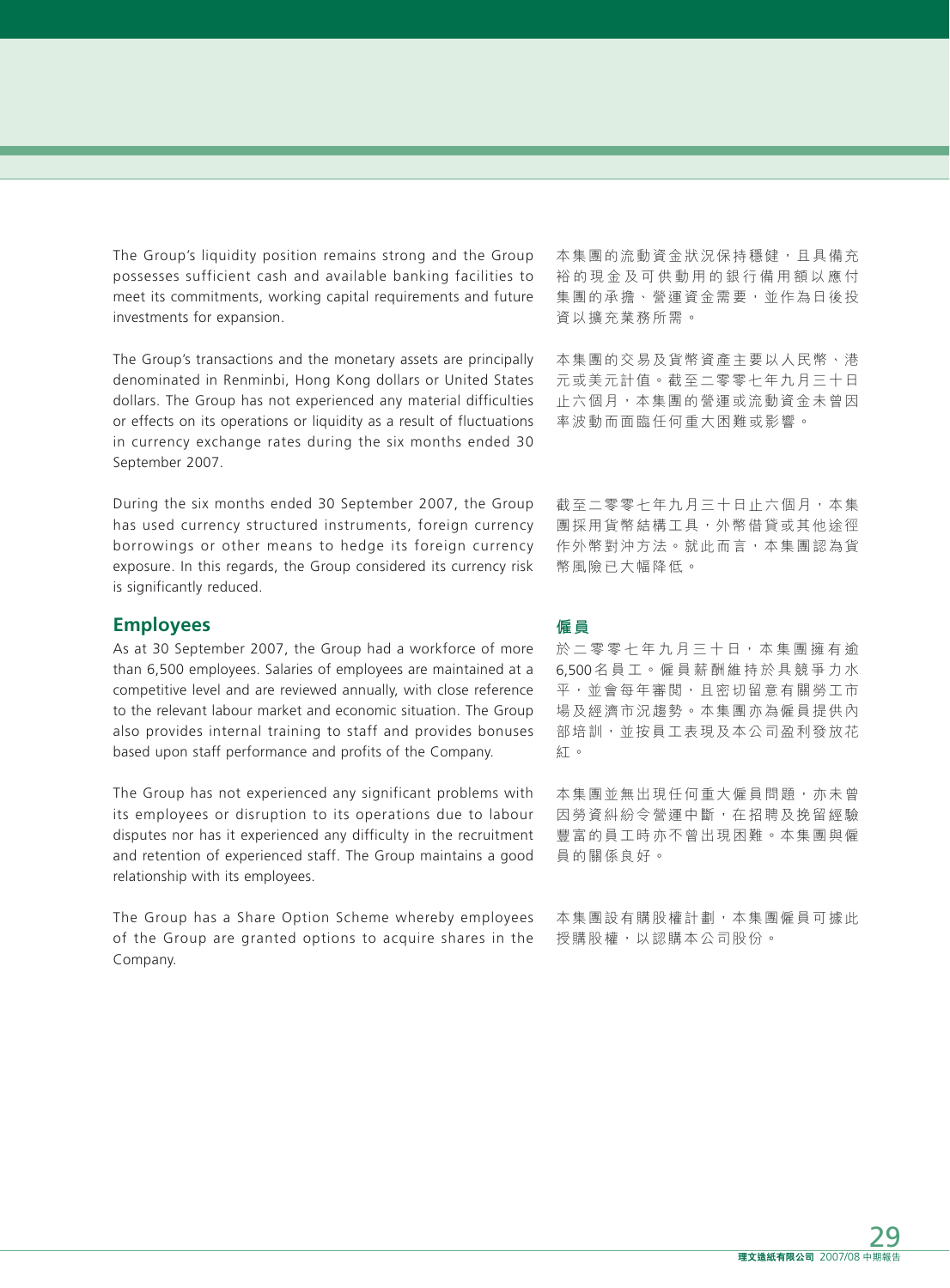The Group's liquidity position remains strong and the Group possesses sufficient cash and available banking facilities to meet its commitments, working capital requirements and future investments for expansion.

本集團的流動資金狀況保持穩健，且具備充裕的現金及可供動用的銀行備用額以應付集團的承擔、營運資金需要，並作為日後投資以擴充業務所需。

The Group's transactions and the monetary assets are principally denominated in Renminbi, Hong Kong dollars or United States dollars. The Group has not experienced any material difficulties or effects on its operations or liquidity as a result of fluctuations in currency exchange rates during the six months ended 30 September 2007.

本集團的交易及貨幣資產主要以人民幣、港元或美元計值。截至二零零七年九月三十日止六個月，本集團的營運或流動資金未曾因率波動而面臨任何重大困難或影響。

During the six months ended 30 September 2007, the Group has used currency structured instruments, foreign currency borrowings or other means to hedge its foreign currency exposure. In this regards, the Group considered its currency risk is significantly reduced.

截至二零零七年九月三十日止六個月，本集團採用貨幣結構工具，外幣借貸或其他途徑作外幣對沖方法。就此而言，本集團認為貨幣風險已大幅降低。

## Employees

As at 30 September 2007, the Group had a workforce of more than 6,500 employees. Salaries of employees are maintained at a competitive level and are reviewed annually, with close reference to the relevant labour market and economic situation. The Group also provides internal training to staff and provides bonuses based upon staff performance and profits of the Company.

The Group has not experienced any significant problems with its employees or disruption to its operations due to labour disputes nor has it experienced any difficulty in the recruitment and retention of experienced staff. The Group maintains a good relationship with its employees.

The Group has a Share Option Scheme whereby employees of the Group are granted options to acquire shares in the Company.

## 僱員

於二零零七年九月三十日，本集團擁有逾6,500名員工。僱員薪酬維持於具競爭力水平，並會每年審閱，且密切留意有關勞工市場及經濟市況趨勢。本集團亦為僱員提供內部培訓，並按員工表現及本公司盈利發放花紅。

本集團並無出現任何重大僱員問題，亦未曾因勞資糾紛令營運中斷，在招聘及挽留經驗豐富的員工時亦不曾出現困難。本集團與僱員的關係良好。

本集團設有購股權計劃，本集團僱員可據此授購股權，以認購本公司股份。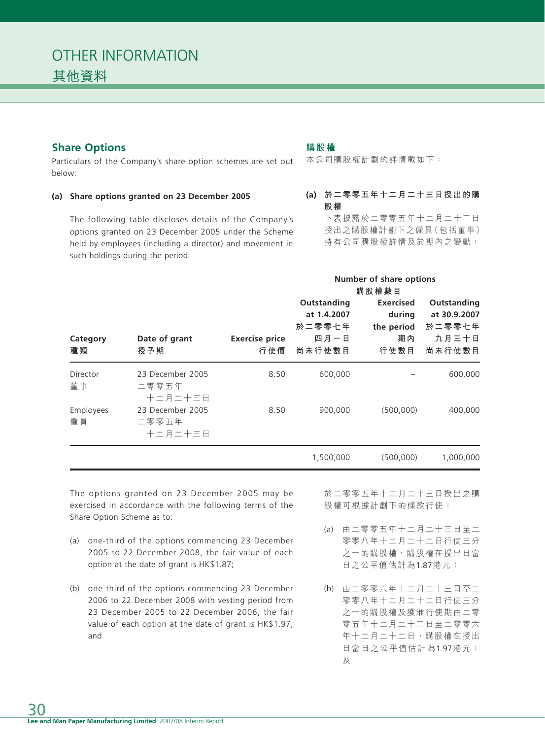# OTHER INFORMATION
# 其他資料

## Share Options

Particulars of the Company's share option schemes are set out below:

### (a) Share options granted on 23 December 2005

The following table discloses details of the Company's options granted on 23 December 2005 under the Scheme held by employees (including a director) and movement in such holdings during the period:

## 購股權

本公司購股權計劃的詳情載如下：

### (a) 於二零零五年十二月二十三日授出的購股權

下表披露於二零零五年十二月二十三日授出之購股權計劃下之僱員（包括董事）持有公司購股權詳情及於期內之變動：

| Category 種類 | Date of grant 授予期 | Exercise price 行使價 | Number of share options 購股權數目 Outstanding at 1.4.2007 於二零零七年四月一日尚未行使數目 | Exercised during the period 期內行使數目 | Outstanding at 30.9.2007 於二零零七年九月三十日尚未行使數目 |
|---|---|---|---|---|---|
| Director 董事 | 23 December 2005 二零零五年十二月二十三日 | 8.50 | 600,000 | – | 600,000 |
| Employees 僱員 | 23 December 2005 二零零五年十二月二十三日 | 8.50 | 900,000 | (500,000) | 400,000 |
| | | | 1,500,000 | (500,000) | 1,000,000 |

The options granted on 23 December 2005 may be exercised in accordance with the following terms of the Share Option Scheme as to:

(a) one-third of the options commencing 23 December 2005 to 22 December 2008, the fair value of each option at the date of grant is HK$1.87;

(b) one-third of the options commencing 23 December 2006 to 22 December 2008 with vesting period from 23 December 2005 to 22 December 2006, the fair value of each option at the date of grant is HK$1.97; and

於二零零五年十二月二十三日授出之購股權可根據計劃下的條款行使：

(a) 由二零零五年十二月二十三日至二零零八年十二月二十二日行使三分之一的購股權，購股權在授出日當日之公平值估計為1.87港元；

(b) 由二零零六年十二月二十三日至二零零八年十二月二十二日行使三分之一的購股權及獲准行使期由二零零五年十二月二十三日至二零零六年十二月二十二日，購股權在授出日當日之公平值估計為1.97港元；及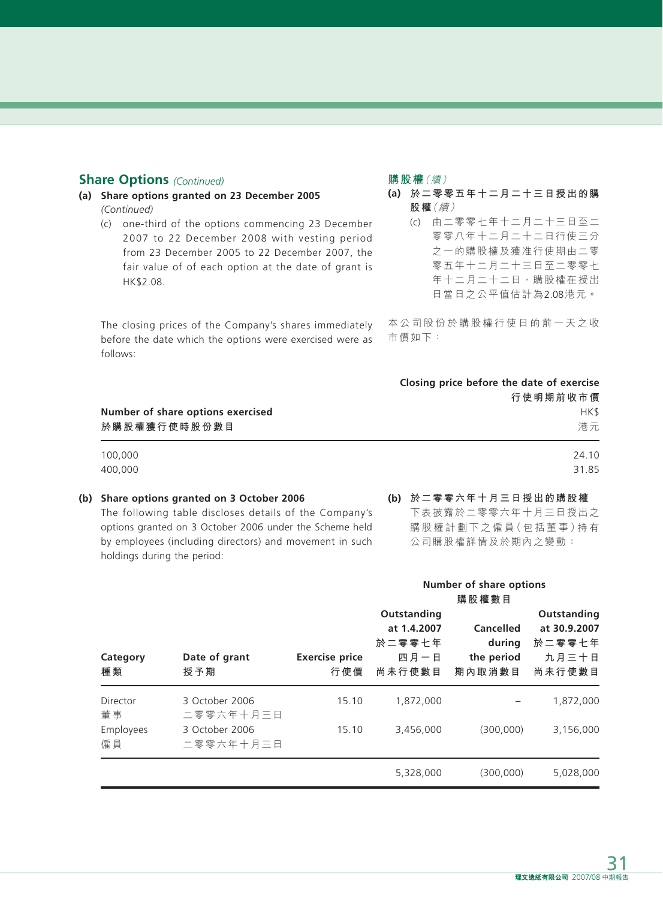## Share Options *(Continued)*

## 購股權*（續）*

**(a) Share options granted on 23 December 2005** *(Continued)*

(c) one-third of the options commencing 23 December 2007 to 22 December 2008 with vesting period from 23 December 2005 to 22 December 2007, the fair value of of each option at the date of grant is HK$2.08.

**(a) 於二零零五年十二月二十三日授出的購股權***（續）*

(c) 由二零零七年十二月二十三日至二零零八年十二月二十二日行使三分之一的購股權及獲准行使期由二零零五年十二月二十三日至二零零七年十二月二十二日，購股權在授出日當日之公平值估計為2.08港元。

The closing prices of the Company's shares immediately before the date which the options were exercised were as follows:

本公司股份於購股權行使日的前一天之收市價如下：

| Number of share options exercised<br>於購股權獲行使時股份數目 | Closing price before the date of exercise<br>行使期期前收市價<br>HK$<br>港元 |
|---|---|
| 100,000 | 24.10 |
| 400,000 | 31.85 |

**(b) Share options granted on 3 October 2006**

The following table discloses details of the Company's options granted on 3 October 2006 under the Scheme held by employees (including directors) and movement in such holdings during the period:

**(b) 於二零零六年十月三日授出的購股權**

下表披露於二零零六年十月三日授出之購股權計劃下之僱員（包括董事）持有公司購股權詳情及於期內之變動：

| | | | Number of share options<br>購股權數目 | | |
|---|---|---|---|---|---|
| Category<br>種類 | Date of grant<br>授予期 | Exercise price<br>行使價 | Outstanding at 1.4.2007<br>於二零零七年四月一日尚未行使數目 | Cancelled during the period<br>期內取消數目 | Outstanding at 30.9.2007<br>於二零零七年九月三十日尚未行使數目 |
| Director<br>董事 | 3 October 2006<br>二零零六年十月三日 | 15.10 | 1,872,000 | – | 1,872,000 |
| Employees<br>僱員 | 3 October 2006<br>二零零六年十月三日 | 15.10 | 3,456,000 | (300,000) | 3,156,000 |
| | | | 5,328,000 | (300,000) | 5,028,000 |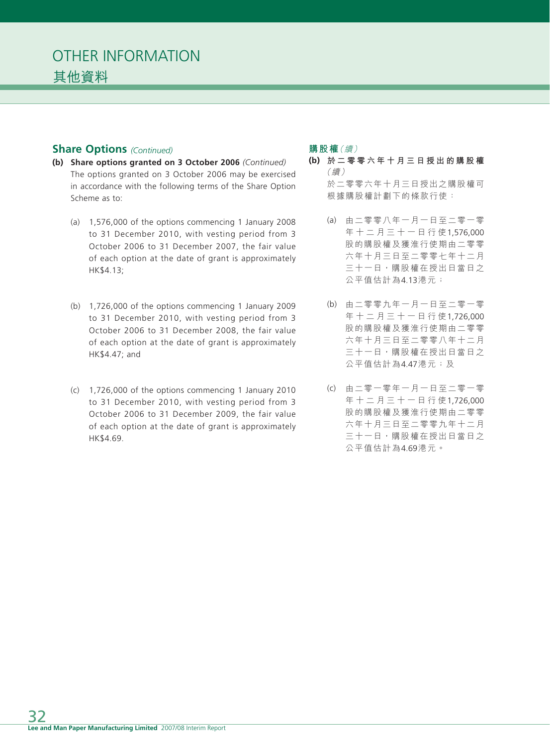# OTHER INFORMATION
# 其他資料

## Share Options *(Continued)*

**(b) Share options granted on 3 October 2006** *(Continued)*

The options granted on 3 October 2006 may be exercised in accordance with the following terms of the Share Option Scheme as to:

(a) 1,576,000 of the options commencing 1 January 2008 to 31 December 2010, with vesting period from 3 October 2006 to 31 December 2007, the fair value of each option at the date of grant is approximately HK$4.13;

(b) 1,726,000 of the options commencing 1 January 2009 to 31 December 2010, with vesting period from 3 October 2006 to 31 December 2008, the fair value of each option at the date of grant is approximately HK$4.47; and

(c) 1,726,000 of the options commencing 1 January 2010 to 31 December 2010, with vesting period from 3 October 2006 to 31 December 2009, the fair value of each option at the date of grant is approximately HK$4.69.

## 購股權*(續)*

**(b) 於二零零六年十月三日授出的購股權** *(續)*

於二零零六年十月三日授出之購股權可根據購股權計劃下的條款行使：

(a) 由二零零八年一月一日至二零一零年十二月三十一日行使1,576,000股的購股權及獲准行使期由二零零六年十月三日至二零零七年十二月三十一日，購股權在授出日當日之公平值估計為4.13港元；

(b) 由二零零九年一月一日至二零一零年十二月三十一日行使1,726,000股的購股權及獲准行使期由二零零六年十月三日至二零零八年十二月三十一日，購股權在授出日當日之公平值估計為4.47港元；及

(c) 由二零一零年一月一日至二零一零年十二月三十一日行使1,726,000股的購股權及獲准行使期由二零零六年十月三日至二零零九年十二月三十一日，購股權在授出日當日之公平值估計為4.69港元。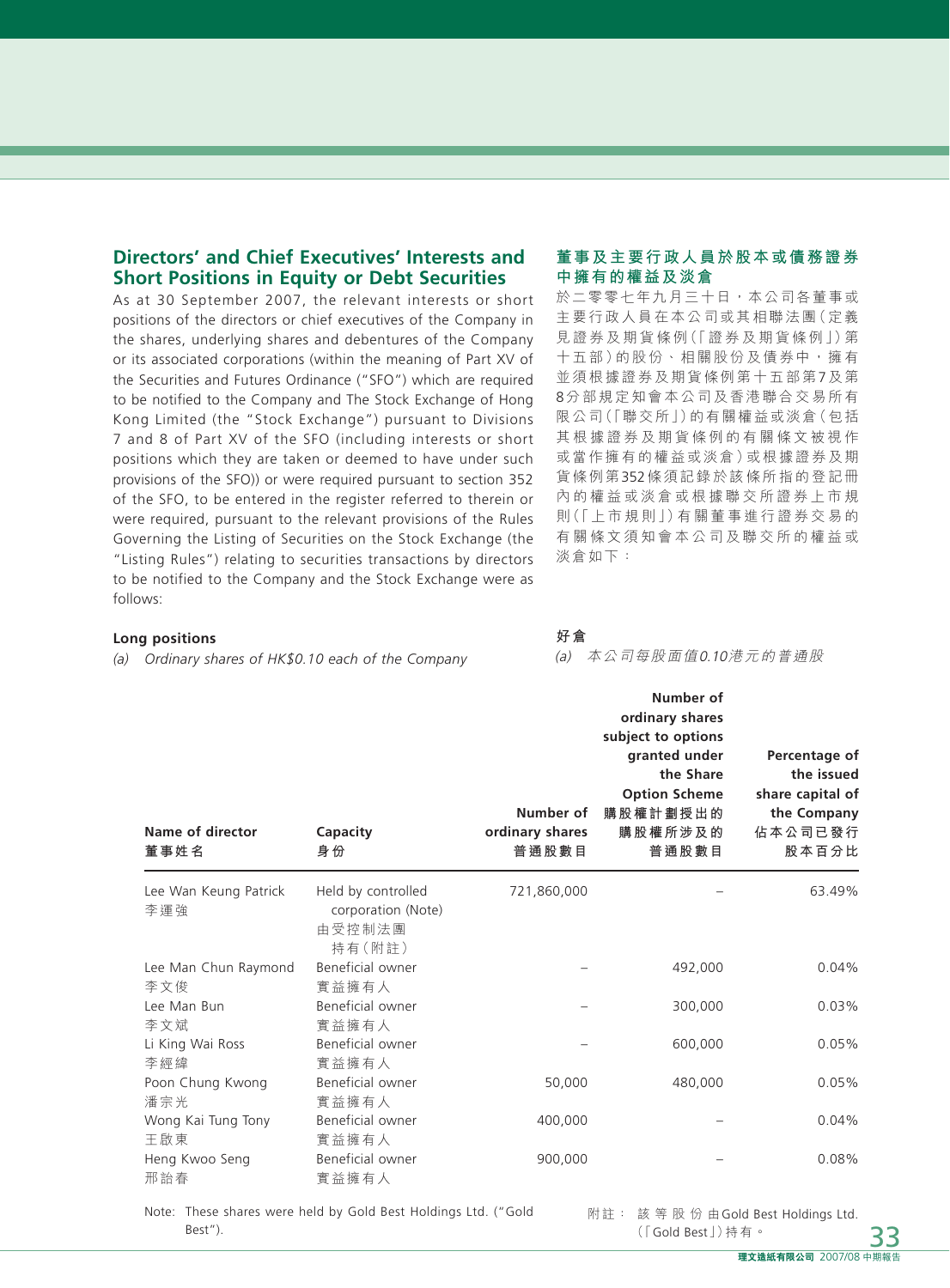## Directors' and Chief Executives' Interests and Short Positions in Equity or Debt Securities

As at 30 September 2007, the relevant interests or short positions of the directors or chief executives of the Company in the shares, underlying shares and debentures of the Company or its associated corporations (within the meaning of Part XV of the Securities and Futures Ordinance ("SFO") which are required to be notified to the Company and The Stock Exchange of Hong Kong Limited (the "Stock Exchange") pursuant to Divisions 7 and 8 of Part XV of the SFO (including interests or short positions which they are taken or deemed to have under such provisions of the SFO)) or were required pursuant to section 352 of the SFO, to be entered in the register referred to therein or were required, pursuant to the relevant provisions of the Rules Governing the Listing of Securities on the Stock Exchange (the "Listing Rules") relating to securities transactions by directors to be notified to the Company and the Stock Exchange were as follows:

## 董事及主要行政人員於股本或債務證券中擁有的權益及淡倉

於二零零七年九月三十日，本公司各董事或主要行政人員在本公司或其相聯法團（定義見證券及期貨條例（「證券及期貨條例」）第十五部）的股份、相關股份及債券中，擁有並須根據證券及期貨條例第十五部第7及第8分部規定知會本公司及香港聯合交易所有限公司（「聯交所」）的有關權益或淡倉（包括其根據證券及期貨條例的有關條文被視作或當作擁有的權益或淡倉）或根據證券及期貨條例第352條須記錄於該條所指的登記冊內的權益或淡倉或根據聯交所證券上市規則（「上市規則」）有關董事進行證券交易的有關條文須知會本公司及聯交所的權益或淡倉如下：

**Long positions**

**好倉**

*(a) Ordinary shares of HK$0.10 each of the Company*

*(a) 本公司每股面值0.10港元的普通股*

| Name of director<br>董事姓名 | Capacity<br>身份 | Number of ordinary shares<br>普通股數目 | Number of ordinary shares subject to options granted under the Share Option Scheme<br>購股權計劃授出的購股權所涉及的普通股數目 | Percentage of the issued share capital of the Company<br>佔本公司已發行股本百分比 |
|---|---|---|---|---|
| Lee Wan Keung Patrick<br>李運強 | Held by controlled corporation (Note)<br>由受控制法團持有（附註） | 721,860,000 | – | 63.49% |
| Lee Man Chun Raymond<br>李文俊 | Beneficial owner<br>實益擁有人 | – | 492,000 | 0.04% |
| Lee Man Bun<br>李文斌 | Beneficial owner<br>實益擁有人 | – | 300,000 | 0.03% |
| Li King Wai Ross<br>李經緯 | Beneficial owner<br>實益擁有人 | – | 600,000 | 0.05% |
| Poon Chung Kwong<br>潘宗光 | Beneficial owner<br>實益擁有人 | 50,000 | 480,000 | 0.05% |
| Wong Kai Tung Tony<br>王啟東 | Beneficial owner<br>實益擁有人 | 400,000 | – | 0.04% |
| Heng Kwoo Seng<br>邢詒春 | Beneficial owner<br>實益擁有人 | 900,000 | – | 0.08% |

Note: These shares were held by Gold Best Holdings Ltd. ("Gold Best").

附註： 該等股份由Gold Best Holdings Ltd.（「Gold Best」）持有。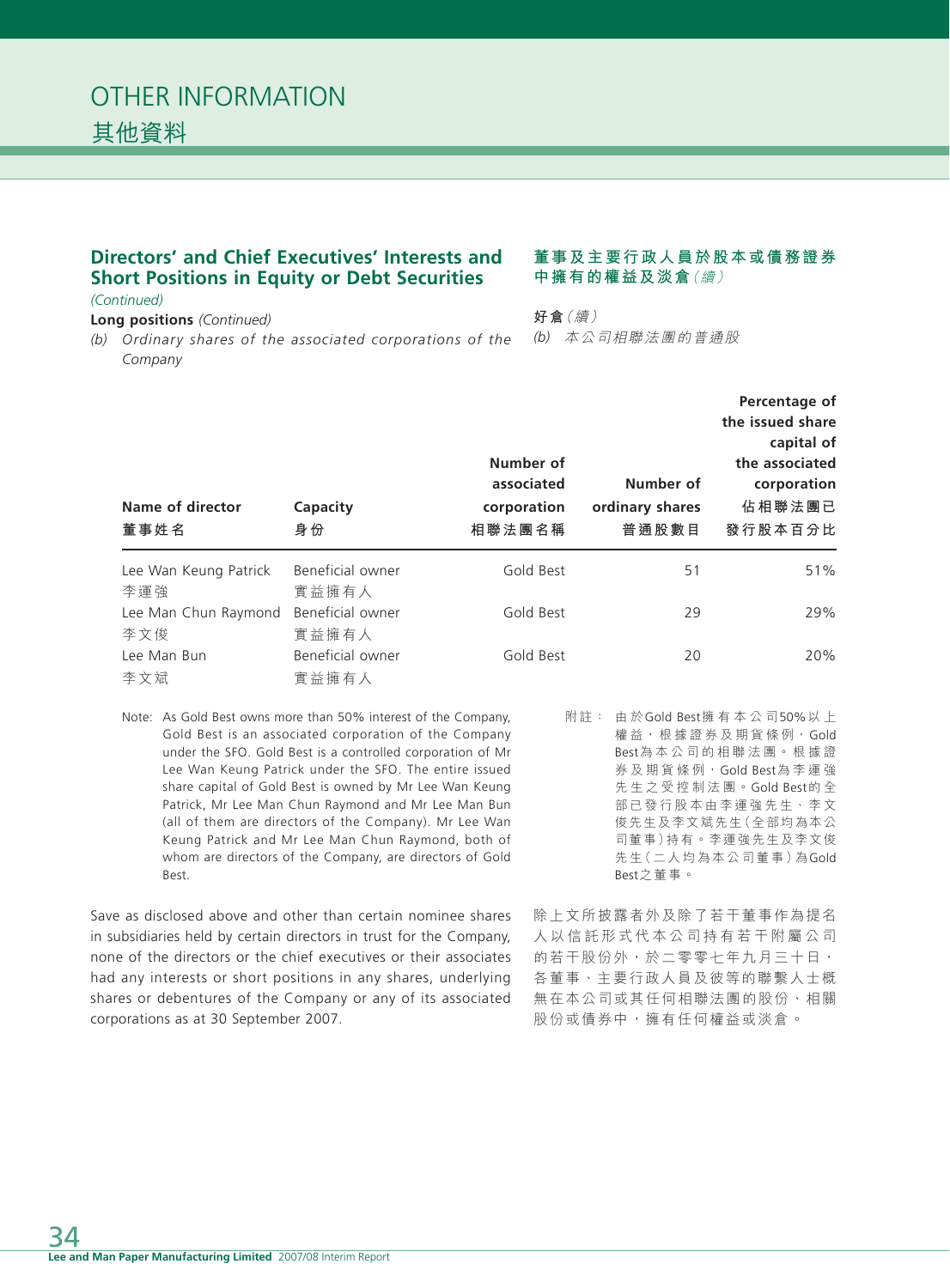# OTHER INFORMATION
# 其他資料

## Directors' and Chief Executives' Interests and Short Positions in Equity or Debt Securities *(Continued)*

## 董事及主要行政人員於股本或債務證券中擁有的權益及淡倉*（續）*

**Long positions** *(Continued)*

**好倉***（續）*

*(b) Ordinary shares of the associated corporations of the Company*

*(b) 本公司相聯法團的普通股*

| Name of director<br>董事姓名 | Capacity<br>身份 | Number of associated corporation<br>相聯法團名稱 | Number of ordinary shares<br>普通股數目 | Percentage of the issued share capital of the associated corporation<br>佔相聯法團已發行股本百分比 |
|---|---|---|---|---|
| Lee Wan Keung Patrick<br>李運強 | Beneficial owner<br>實益擁有人 | Gold Best | 51 | 51% |
| Lee Man Chun Raymond<br>李文俊 | Beneficial owner<br>實益擁有人 | Gold Best | 29 | 29% |
| Lee Man Bun<br>李文斌 | Beneficial owner<br>實益擁有人 | Gold Best | 20 | 20% |

Note: As Gold Best owns more than 50% interest of the Company, Gold Best is an associated corporation of the Company under the SFO. Gold Best is a controlled corporation of Mr Lee Wan Keung Patrick under the SFO. The entire issued share capital of Gold Best is owned by Mr Lee Wan Keung Patrick, Mr Lee Man Chun Raymond and Mr Lee Man Bun (all of them are directors of the Company). Mr Lee Wan Keung Patrick and Mr Lee Man Chun Raymond, both of whom are directors of the Company, are directors of Gold Best.

附註： 由於Gold Best擁有本公司50%以上權益，根據證券及期貨條例，Gold Best為本公司的相聯法團。根據證券及期貨條例，Gold Best為李運強先生之受控制法團。Gold Best的全部已發行股本由李運強先生、李文俊先生及李文斌先生（全部均為本公司董事）持有。李運強先生及李文俊先生（二人均為本公司董事）為Gold Best之董事。

Save as disclosed above and other than certain nominee shares in subsidiaries held by certain directors in trust for the Company, none of the directors or the chief executives or their associates had any interests or short positions in any shares, underlying shares or debentures of the Company or any of its associated corporations as at 30 September 2007.

除上文所披露者外及除了若干董事作為提名人以信託形式代本公司持有若干附屬公司的若干股份外，於二零零七年九月三十日，各董事、主要行政人員及彼等的聯繫人士概無在本公司或其任何相聯法團的股份、相關股份或債券中，擁有任何權益或淡倉。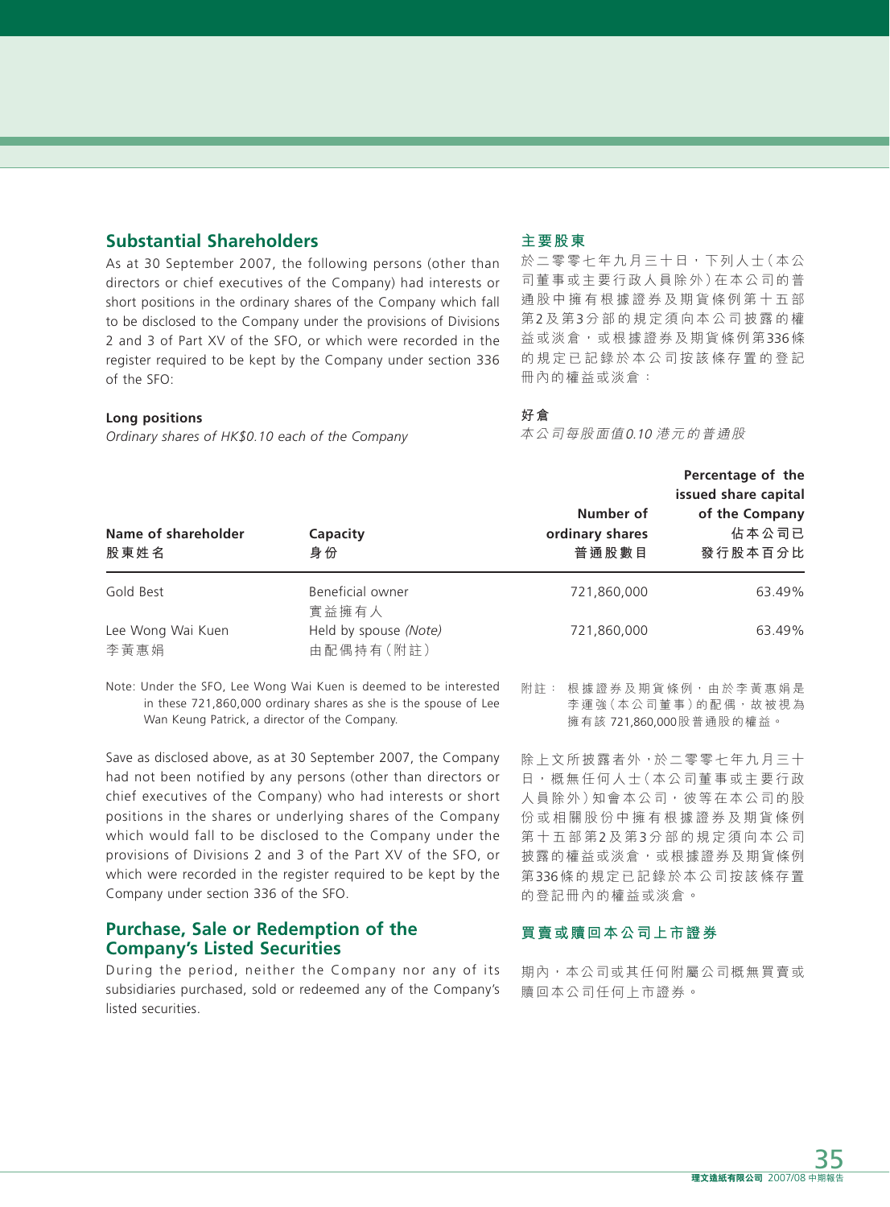## Substantial Shareholders

As at 30 September 2007, the following persons (other than directors or chief executives of the Company) had interests or short positions in the ordinary shares of the Company which fall to be disclosed to the Company under the provisions of Divisions 2 and 3 of Part XV of the SFO, or which were recorded in the register required to be kept by the Company under section 336 of the SFO:

## 主要股東

於二零零七年九月三十日，下列人士（本公司董事或主要行政人員除外）在本公司的普通股中擁有根據證券及期貨條例第十五部第2及第3分部的規定須向本公司披露的權益或淡倉，或根據證券及期貨條例第336條的規定已記錄於本公司按該條存置的登記冊內的權益或淡倉：

**Long positions**

*Ordinary shares of HK$0.10 each of the Company*

**好倉**

*本公司每股面值0.10港元的普通股*

| Name of shareholder<br>股東姓名 | Capacity<br>身份 | Number of ordinary shares<br>普通股數目 | Percentage of the issued share capital of the Company<br>佔本公司已發行股本百分比 |
|---|---|---|---|
| Gold Best | Beneficial owner<br>實益擁有人 | 721,860,000 | 63.49% |
| Lee Wong Wai Kuen<br>李黃惠娟 | Held by spouse *(Note)*<br>由配偶持有（附註） | 721,860,000 | 63.49% |

Note: Under the SFO, Lee Wong Wai Kuen is deemed to be interested in these 721,860,000 ordinary shares as she is the spouse of Lee Wan Keung Patrick, a director of the Company.

附註：根據證券及期貨條例，由於李黃惠娟是李運強（本公司董事）的配偶，故被視為擁有該721,860,000股普通股的權益。

Save as disclosed above, as at 30 September 2007, the Company had not been notified by any persons (other than directors or chief executives of the Company) who had interests or short positions in the shares or underlying shares of the Company which would fall to be disclosed to the Company under the provisions of Divisions 2 and 3 of the Part XV of the SFO, or which were recorded in the register required to be kept by the Company under section 336 of the SFO.

除上文所披露者外，於二零零七年九月三十日，概無任何人士（本公司董事或主要行政人員除外）知會本公司，彼等在本公司的股份或相關股份中擁有根據證券及期貨條例第十五部第2及第3分部的規定須向本公司披露的權益或淡倉，或根據證券及期貨條例第336條的規定已記錄於本公司按該條存置的登記冊內的權益或淡倉。

## Purchase, Sale or Redemption of the Company's Listed Securities

During the period, neither the Company nor any of its subsidiaries purchased, sold or redeemed any of the Company's listed securities.

## 買賣或贖回本公司上市證券

期內，本公司或其任何附屬公司概無買賣或贖回本公司任何上市證券。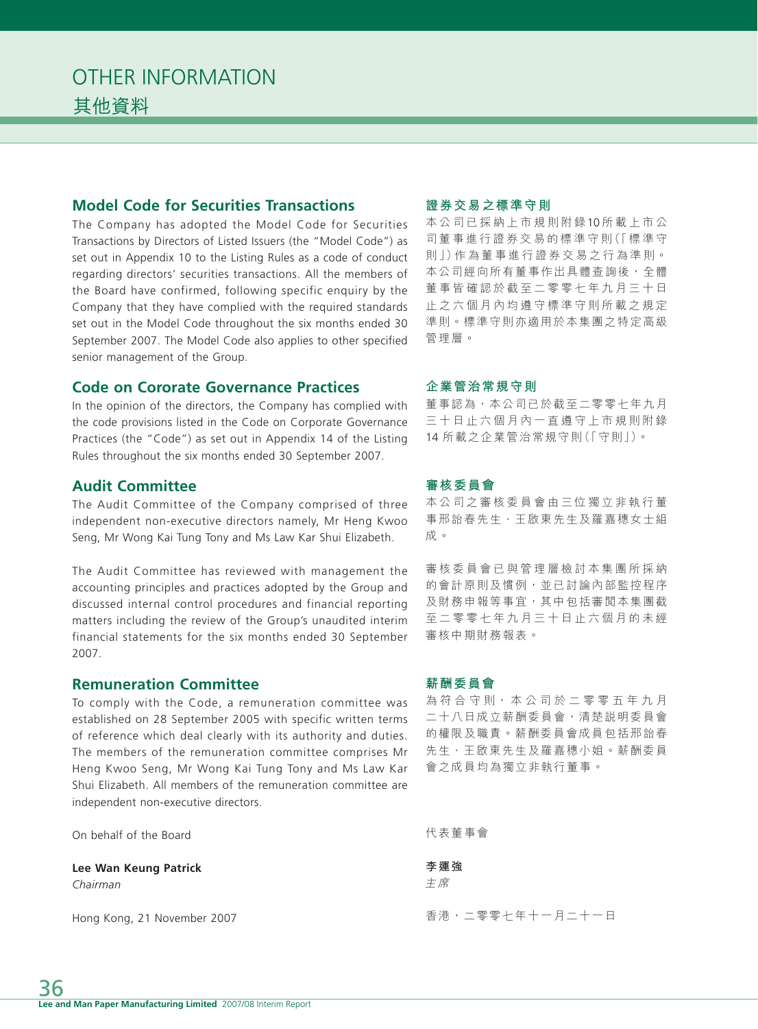# OTHER INFORMATION
# 其他資料

## Model Code for Securities Transactions

The Company has adopted the Model Code for Securities Transactions by Directors of Listed Issuers (the "Model Code") as set out in Appendix 10 to the Listing Rules as a code of conduct regarding directors' securities transactions. All the members of the Board have confirmed, following specific enquiry by the Company that they have complied with the required standards set out in the Model Code throughout the six months ended 30 September 2007. The Model Code also applies to other specified senior management of the Group.

## Code on Cororate Governance Practices

In the opinion of the directors, the Company has complied with the code provisions listed in the Code on Corporate Governance Practices (the "Code") as set out in Appendix 14 of the Listing Rules throughout the six months ended 30 September 2007.

## Audit Committee

The Audit Committee of the Company comprised of three independent non-executive directors namely, Mr Heng Kwoo Seng, Mr Wong Kai Tung Tony and Ms Law Kar Shui Elizabeth.

The Audit Committee has reviewed with management the accounting principles and practices adopted by the Group and discussed internal control procedures and financial reporting matters including the review of the Group's unaudited interim financial statements for the six months ended 30 September 2007.

## Remuneration Committee

To comply with the Code, a remuneration committee was established on 28 September 2005 with specific written terms of reference which deal clearly with its authority and duties. The members of the remuneration committee comprises Mr Heng Kwoo Seng, Mr Wong Kai Tung Tony and Ms Law Kar Shui Elizabeth. All members of the remuneration committee are independent non-executive directors.

On behalf of the Board

**Lee Wan Keung Patrick**
*Chairman*

Hong Kong, 21 November 2007

## 證券交易之標準守則

本公司已採納上市規則附錄10所載上市公司董事進行證券交易的標準守則(「標準守則」)作為董事進行證券交易之行為準則。本公司經向所有董事作出具體查詢後，全體董事皆確認於截至二零零七年九月三十日止之六個月內均遵守標準守則所載之規定準則。標準守則亦適用於本集團之特定高級管理層。

## 企業管治常規守則

董事認為，本公司已於截至二零零七年九月三十日止六個月內一直遵守上市規則附錄14所載之企業管治常規守則(「守則」)。

## 審核委員會

本公司之審核委員會由三位獨立非執行董事邢詒春先生、王啟東先生及羅嘉穗女士組成。

審核委員會已與管理層檢討本集團所採納的會計原則及慣例，並已討論內部監控程序及財務申報等事宜，其中包括審閱本集團截至二零零七年九月三十日止六個月的未經審核中期財務報表。

## 薪酬委員會

為符合守則，本公司於二零零五年九月二十八日成立薪酬委員會，清楚說明委員會的權限及職責。薪酬委員會成員包括邢詒春先生、王啟東先生及羅嘉穗小姐。薪酬委員會之成員均為獨立非執行董事。

代表董事會

**李運強**
*主席*

香港，二零零七年十一月二十一日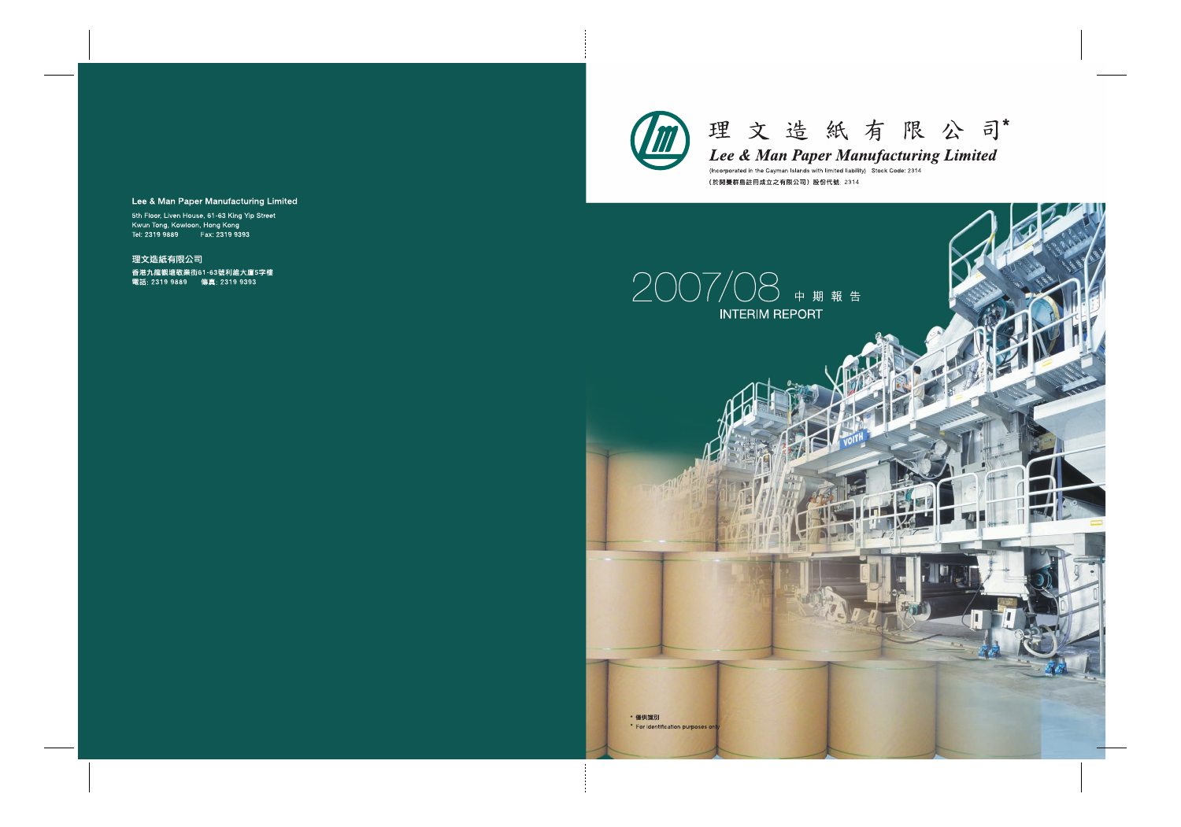**Lee & Man Paper Manufacturing Limited**

5th Floor, Liven House, 61-63 King Yip Street
Kwun Tong, Kowloon, Hong Kong
Tel: 2319 9889 Fax: 2319 9393

**理文造紙有限公司**

香港九龍觀塘敬業街61-63號利維大廈5字樓
電話: 2319 9889 傳真: 2319 9393

# 理文造紙有限公司*

## *Lee & Man Paper Manufacturing Limited*

(Incorporated in the Cayman Islands with limited liability) Stock Code: 2314

（於開曼群島註冊成立之有限公司）股份代號：2314

# 2007/08 中期報告

# INTERIM REPORT

\* 僅供識別

\* For identification purposes only